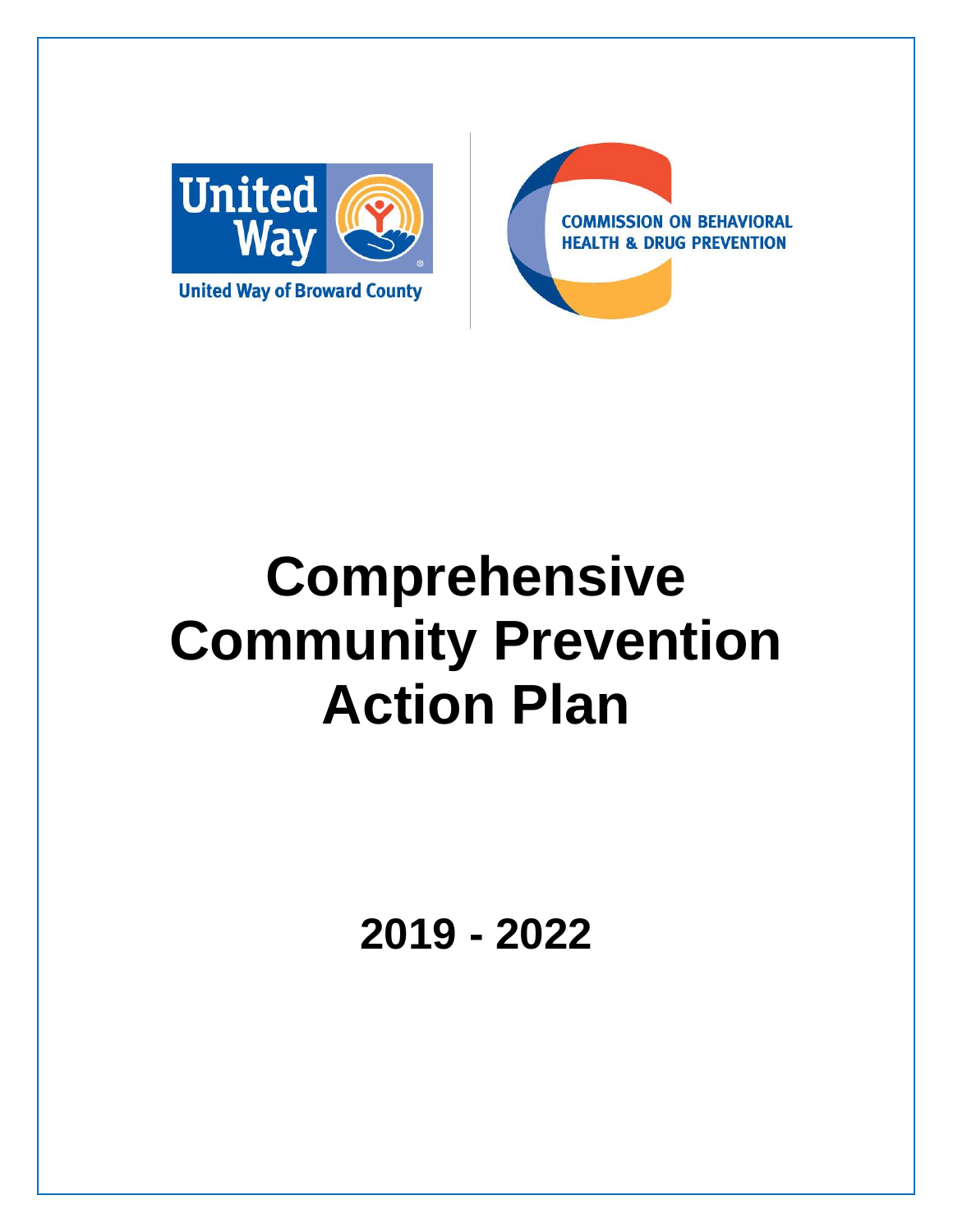United Way

United Way of Broward County

COMMISSION ON BEHAVIORAL HEALTH & DRUG PREVENTION

# Comprehensive Community Prevention Action Plan

## 2019 - 2022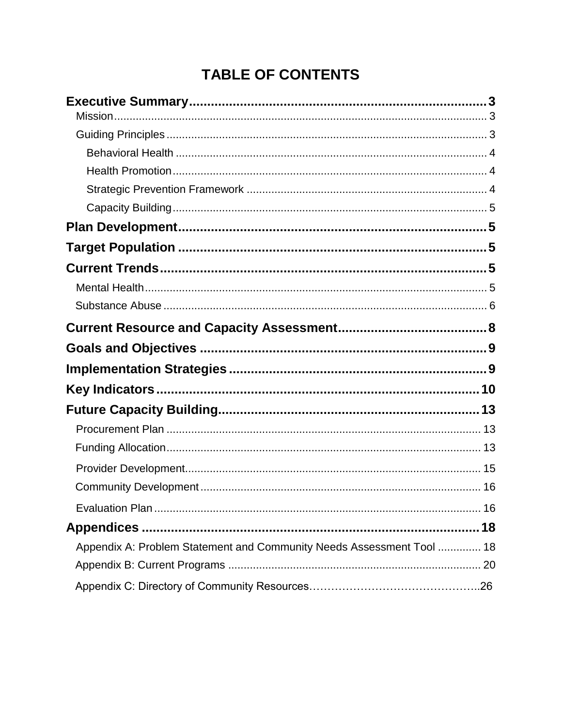# TABLE OF CONTENTS

**Executive Summary** ........................................ **3**

- Mission ........................................ 3
- Guiding Principles ........................................ 3
  - Behavioral Health ........................................ 4
  - Health Promotion ........................................ 4
  - Strategic Prevention Framework ........................................ 4
  - Capacity Building ........................................ 5

**Plan Development** ........................................ **5**

**Target Population** ........................................ **5**

**Current Trends** ........................................ **5**

- Mental Health ........................................ 5
- Substance Abuse ........................................ 6

**Current Resource and Capacity Assessment** ........................................ **8**

**Goals and Objectives** ........................................ **9**

**Implementation Strategies** ........................................ **9**

**Key Indicators** ........................................ **10**

**Future Capacity Building** ........................................ **13**

- Procurement Plan ........................................ 13
- Funding Allocation ........................................ 13
- Provider Development ........................................ 15
- Community Development ........................................ 16
- Evaluation Plan ........................................ 16

**Appendices** ........................................ **18**

- Appendix A: Problem Statement and Community Needs Assessment Tool ........................................ 18
- Appendix B: Current Programs ........................................ 20
- Appendix C: Directory of Community Resources ........................................ 26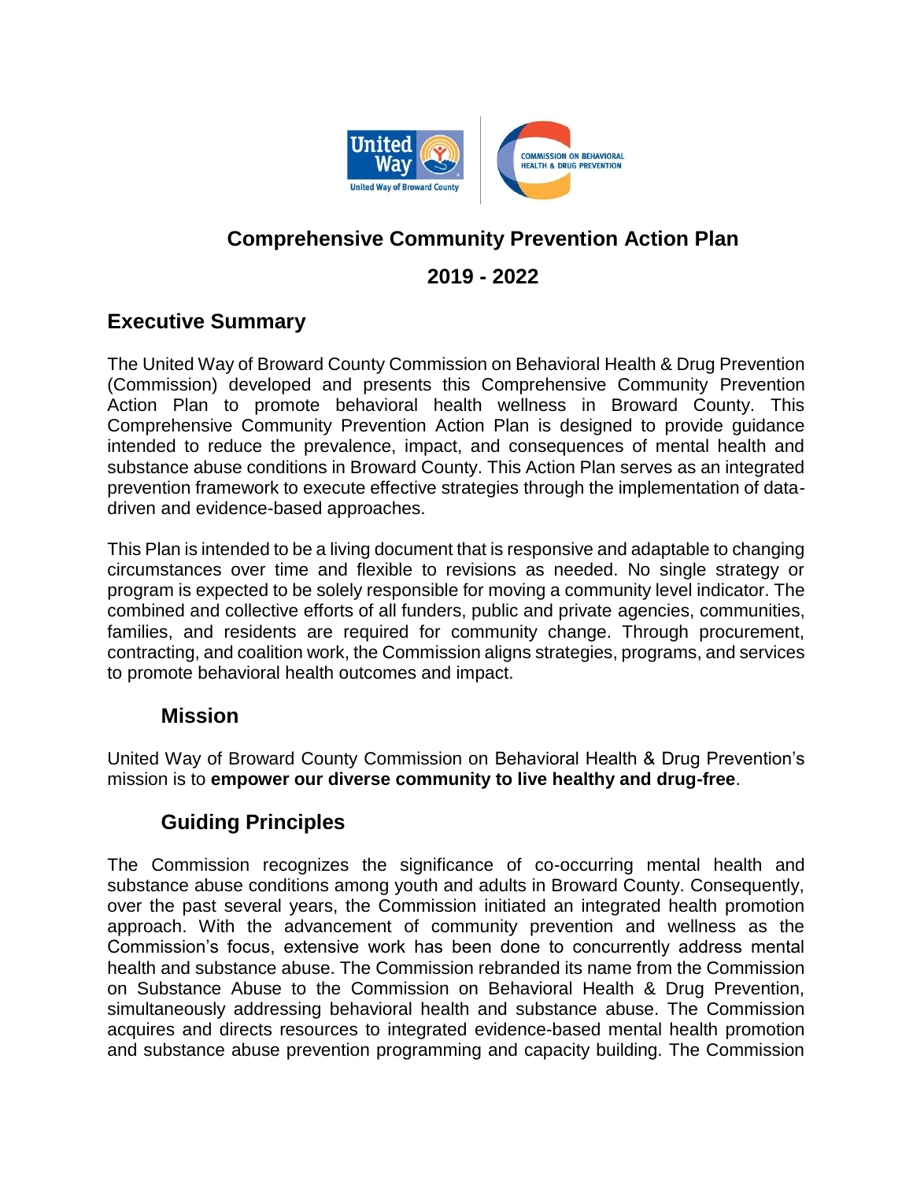# Comprehensive Community Prevention Action Plan

# 2019 - 2022

## Executive Summary

The United Way of Broward County Commission on Behavioral Health & Drug Prevention (Commission) developed and presents this Comprehensive Community Prevention Action Plan to promote behavioral health wellness in Broward County. This Comprehensive Community Prevention Action Plan is designed to provide guidance intended to reduce the prevalence, impact, and consequences of mental health and substance abuse conditions in Broward County. This Action Plan serves as an integrated prevention framework to execute effective strategies through the implementation of data-driven and evidence-based approaches.

This Plan is intended to be a living document that is responsive and adaptable to changing circumstances over time and flexible to revisions as needed. No single strategy or program is expected to be solely responsible for moving a community level indicator. The combined and collective efforts of all funders, public and private agencies, communities, families, and residents are required for community change. Through procurement, contracting, and coalition work, the Commission aligns strategies, programs, and services to promote behavioral health outcomes and impact.

### Mission

United Way of Broward County Commission on Behavioral Health & Drug Prevention's mission is to **empower our diverse community to live healthy and drug-free**.

### Guiding Principles

The Commission recognizes the significance of co-occurring mental health and substance abuse conditions among youth and adults in Broward County. Consequently, over the past several years, the Commission initiated an integrated health promotion approach. With the advancement of community prevention and wellness as the Commission's focus, extensive work has been done to concurrently address mental health and substance abuse. The Commission rebranded its name from the Commission on Substance Abuse to the Commission on Behavioral Health & Drug Prevention, simultaneously addressing behavioral health and substance abuse. The Commission acquires and directs resources to integrated evidence-based mental health promotion and substance abuse prevention programming and capacity building. The Commission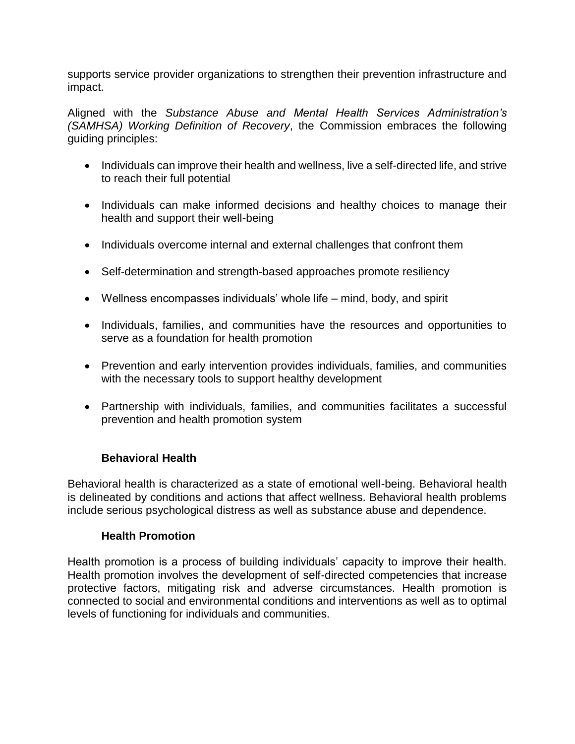supports service provider organizations to strengthen their prevention infrastructure and impact.

Aligned with the *Substance Abuse and Mental Health Services Administration's (SAMHSA) Working Definition of Recovery*, the Commission embraces the following guiding principles:

- Individuals can improve their health and wellness, live a self-directed life, and strive to reach their full potential
- Individuals can make informed decisions and healthy choices to manage their health and support their well-being
- Individuals overcome internal and external challenges that confront them
- Self-determination and strength-based approaches promote resiliency
- Wellness encompasses individuals' whole life – mind, body, and spirit
- Individuals, families, and communities have the resources and opportunities to serve as a foundation for health promotion
- Prevention and early intervention provides individuals, families, and communities with the necessary tools to support healthy development
- Partnership with individuals, families, and communities facilitates a successful prevention and health promotion system

### Behavioral Health

Behavioral health is characterized as a state of emotional well-being. Behavioral health is delineated by conditions and actions that affect wellness. Behavioral health problems include serious psychological distress as well as substance abuse and dependence.

### Health Promotion

Health promotion is a process of building individuals' capacity to improve their health. Health promotion involves the development of self-directed competencies that increase protective factors, mitigating risk and adverse circumstances. Health promotion is connected to social and environmental conditions and interventions as well as to optimal levels of functioning for individuals and communities.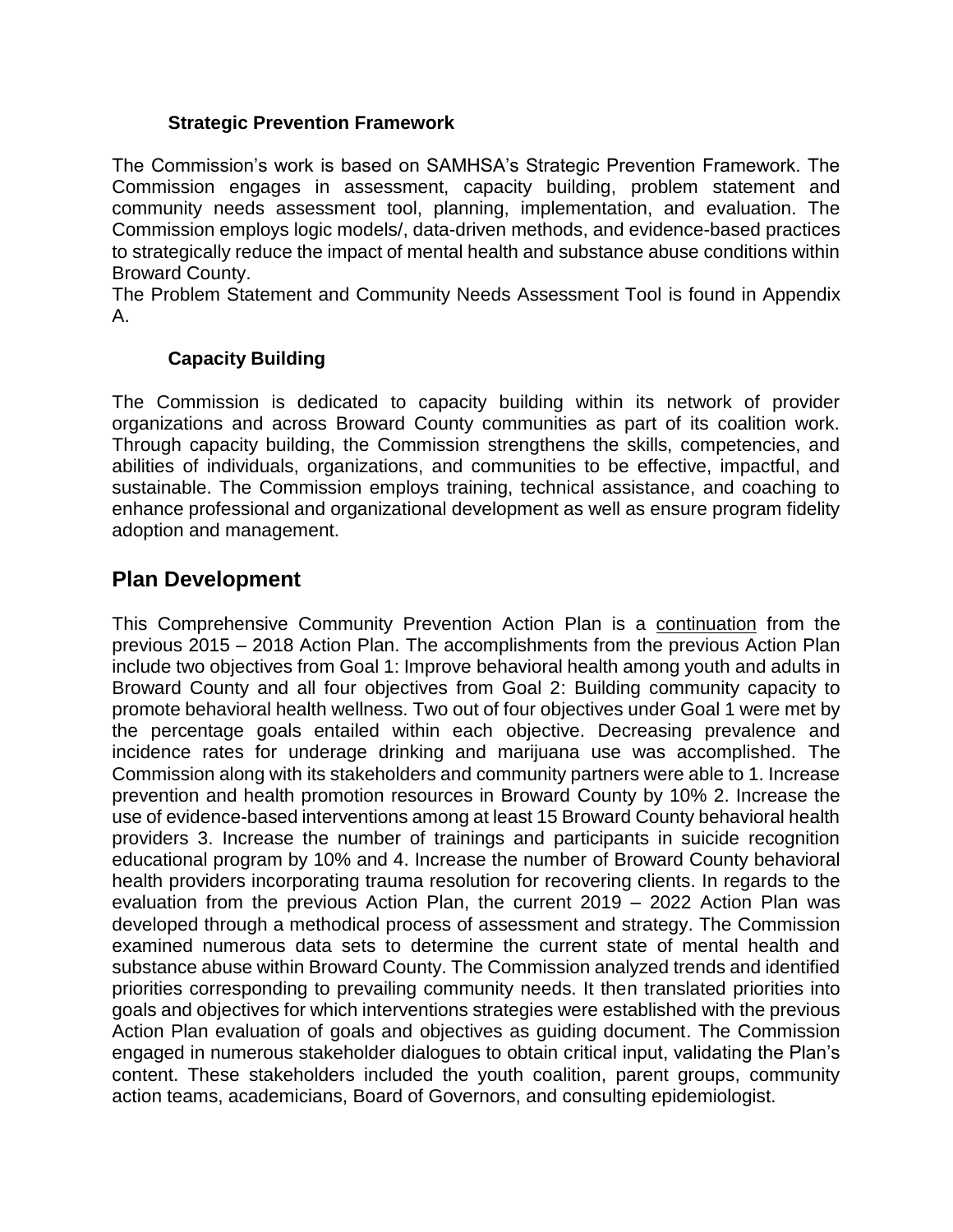### Strategic Prevention Framework

The Commission's work is based on SAMHSA's Strategic Prevention Framework. The Commission engages in assessment, capacity building, problem statement and community needs assessment tool, planning, implementation, and evaluation. The Commission employs logic models/, data-driven methods, and evidence-based practices to strategically reduce the impact of mental health and substance abuse conditions within Broward County.
The Problem Statement and Community Needs Assessment Tool is found in Appendix A.

### Capacity Building

The Commission is dedicated to capacity building within its network of provider organizations and across Broward County communities as part of its coalition work. Through capacity building, the Commission strengthens the skills, competencies, and abilities of individuals, organizations, and communities to be effective, impactful, and sustainable. The Commission employs training, technical assistance, and coaching to enhance professional and organizational development as well as ensure program fidelity adoption and management.

## Plan Development

This Comprehensive Community Prevention Action Plan is a continuation from the previous 2015 – 2018 Action Plan. The accomplishments from the previous Action Plan include two objectives from Goal 1: Improve behavioral health among youth and adults in Broward County and all four objectives from Goal 2: Building community capacity to promote behavioral health wellness. Two out of four objectives under Goal 1 were met by the percentage goals entailed within each objective. Decreasing prevalence and incidence rates for underage drinking and marijuana use was accomplished. The Commission along with its stakeholders and community partners were able to 1. Increase prevention and health promotion resources in Broward County by 10% 2. Increase the use of evidence-based interventions among at least 15 Broward County behavioral health providers 3. Increase the number of trainings and participants in suicide recognition educational program by 10% and 4. Increase the number of Broward County behavioral health providers incorporating trauma resolution for recovering clients. In regards to the evaluation from the previous Action Plan, the current 2019 – 2022 Action Plan was developed through a methodical process of assessment and strategy. The Commission examined numerous data sets to determine the current state of mental health and substance abuse within Broward County. The Commission analyzed trends and identified priorities corresponding to prevailing community needs. It then translated priorities into goals and objectives for which interventions strategies were established with the previous Action Plan evaluation of goals and objectives as guiding document. The Commission engaged in numerous stakeholder dialogues to obtain critical input, validating the Plan's content. These stakeholders included the youth coalition, parent groups, community action teams, academicians, Board of Governors, and consulting epidemiologist.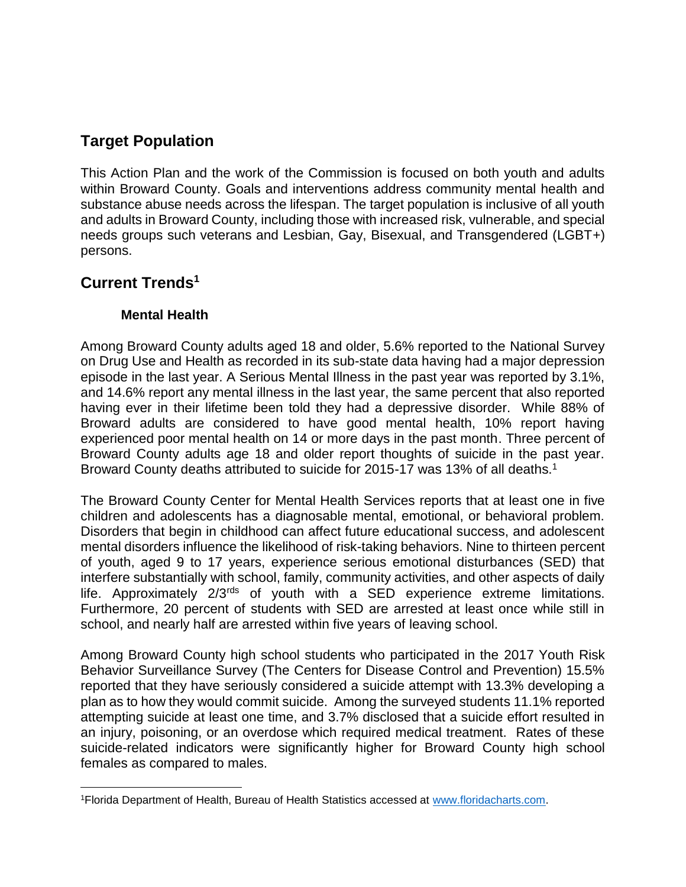## Target Population

This Action Plan and the work of the Commission is focused on both youth and adults within Broward County. Goals and interventions address community mental health and substance abuse needs across the lifespan. The target population is inclusive of all youth and adults in Broward County, including those with increased risk, vulnerable, and special needs groups such veterans and Lesbian, Gay, Bisexual, and Transgendered (LGBT+) persons.

## Current Trends[1]

### Mental Health

Among Broward County adults aged 18 and older, 5.6% reported to the National Survey on Drug Use and Health as recorded in its sub-state data having had a major depression episode in the last year. A Serious Mental Illness in the past year was reported by 3.1%, and 14.6% report any mental illness in the last year, the same percent that also reported having ever in their lifetime been told they had a depressive disorder. While 88% of Broward adults are considered to have good mental health, 10% report having experienced poor mental health on 14 or more days in the past month. Three percent of Broward County adults age 18 and older report thoughts of suicide in the past year. Broward County deaths attributed to suicide for 2015-17 was 13% of all deaths.[1]

The Broward County Center for Mental Health Services reports that at least one in five children and adolescents has a diagnosable mental, emotional, or behavioral problem. Disorders that begin in childhood can affect future educational success, and adolescent mental disorders influence the likelihood of risk-taking behaviors. Nine to thirteen percent of youth, aged 9 to 17 years, experience serious emotional disturbances (SED) that interfere substantially with school, family, community activities, and other aspects of daily life. Approximately 2/3[rds] of youth with a SED experience extreme limitations. Furthermore, 20 percent of students with SED are arrested at least once while still in school, and nearly half are arrested within five years of leaving school.

Among Broward County high school students who participated in the 2017 Youth Risk Behavior Surveillance Survey (The Centers for Disease Control and Prevention) 15.5% reported that they have seriously considered a suicide attempt with 13.3% developing a plan as to how they would commit suicide. Among the surveyed students 11.1% reported attempting suicide at least one time, and 3.7% disclosed that a suicide effort resulted in an injury, poisoning, or an overdose which required medical treatment. Rates of these suicide-related indicators were significantly higher for Broward County high school females as compared to males.

---

[1]Florida Department of Health, Bureau of Health Statistics accessed at www.floridacharts.com.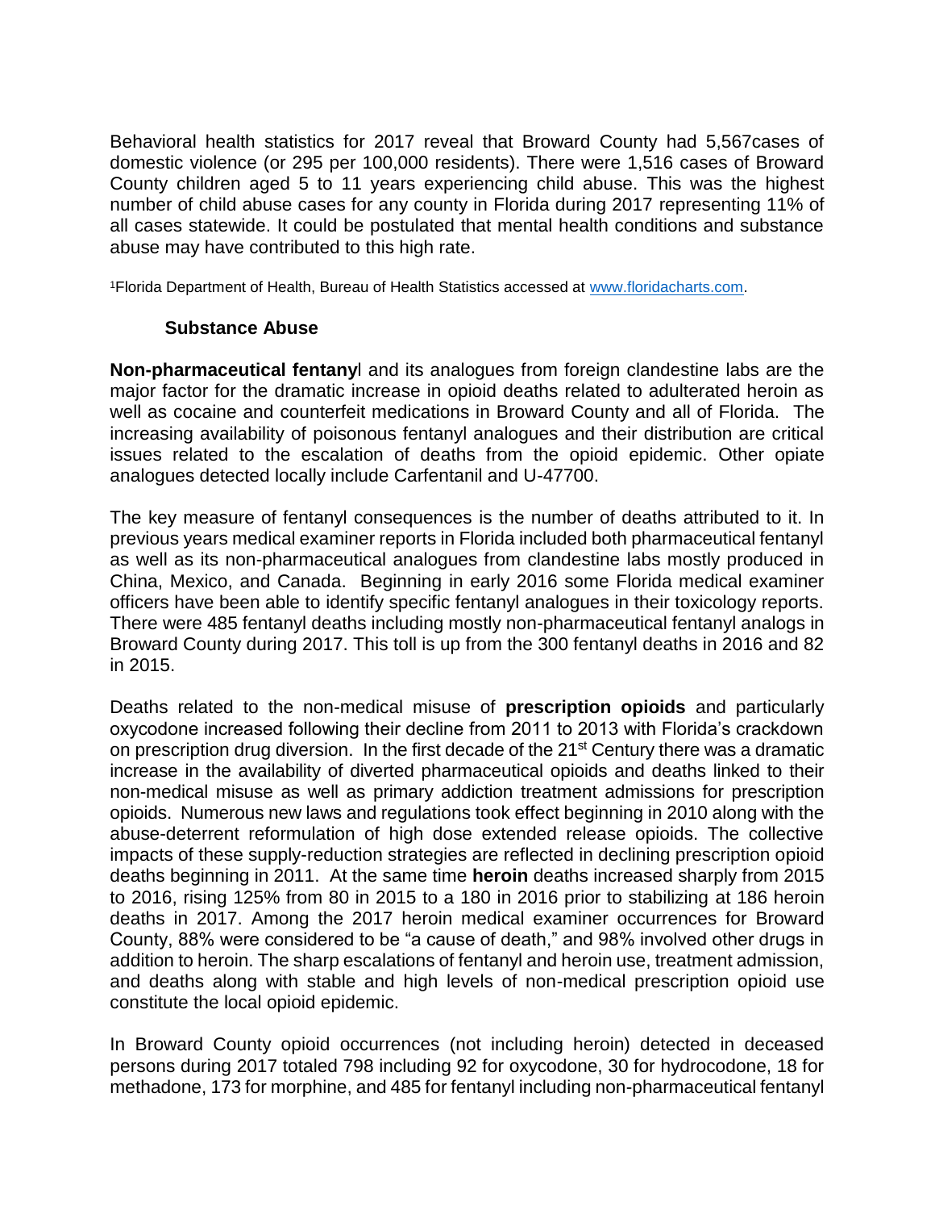Behavioral health statistics for 2017 reveal that Broward County had 5,567cases of domestic violence (or 295 per 100,000 residents). There were 1,516 cases of Broward County children aged 5 to 11 years experiencing child abuse. This was the highest number of child abuse cases for any county in Florida during 2017 representing 11% of all cases statewide. It could be postulated that mental health conditions and substance abuse may have contributed to this high rate.

[1]Florida Department of Health, Bureau of Health Statistics accessed at www.floridacharts.com.

### Substance Abuse

**Non-pharmaceutical fentany**l and its analogues from foreign clandestine labs are the major factor for the dramatic increase in opioid deaths related to adulterated heroin as well as cocaine and counterfeit medications in Broward County and all of Florida. The increasing availability of poisonous fentanyl analogues and their distribution are critical issues related to the escalation of deaths from the opioid epidemic. Other opiate analogues detected locally include Carfentanil and U-47700.

The key measure of fentanyl consequences is the number of deaths attributed to it. In previous years medical examiner reports in Florida included both pharmaceutical fentanyl as well as its non-pharmaceutical analogues from clandestine labs mostly produced in China, Mexico, and Canada. Beginning in early 2016 some Florida medical examiner officers have been able to identify specific fentanyl analogues in their toxicology reports. There were 485 fentanyl deaths including mostly non-pharmaceutical fentanyl analogs in Broward County during 2017. This toll is up from the 300 fentanyl deaths in 2016 and 82 in 2015.

Deaths related to the non-medical misuse of **prescription opioids** and particularly oxycodone increased following their decline from 2011 to 2013 with Florida's crackdown on prescription drug diversion. In the first decade of the 21st Century there was a dramatic increase in the availability of diverted pharmaceutical opioids and deaths linked to their non-medical misuse as well as primary addiction treatment admissions for prescription opioids. Numerous new laws and regulations took effect beginning in 2010 along with the abuse-deterrent reformulation of high dose extended release opioids. The collective impacts of these supply-reduction strategies are reflected in declining prescription opioid deaths beginning in 2011. At the same time **heroin** deaths increased sharply from 2015 to 2016, rising 125% from 80 in 2015 to a 180 in 2016 prior to stabilizing at 186 heroin deaths in 2017. Among the 2017 heroin medical examiner occurrences for Broward County, 88% were considered to be "a cause of death," and 98% involved other drugs in addition to heroin. The sharp escalations of fentanyl and heroin use, treatment admission, and deaths along with stable and high levels of non-medical prescription opioid use constitute the local opioid epidemic.

In Broward County opioid occurrences (not including heroin) detected in deceased persons during 2017 totaled 798 including 92 for oxycodone, 30 for hydrocodone, 18 for methadone, 173 for morphine, and 485 for fentanyl including non-pharmaceutical fentanyl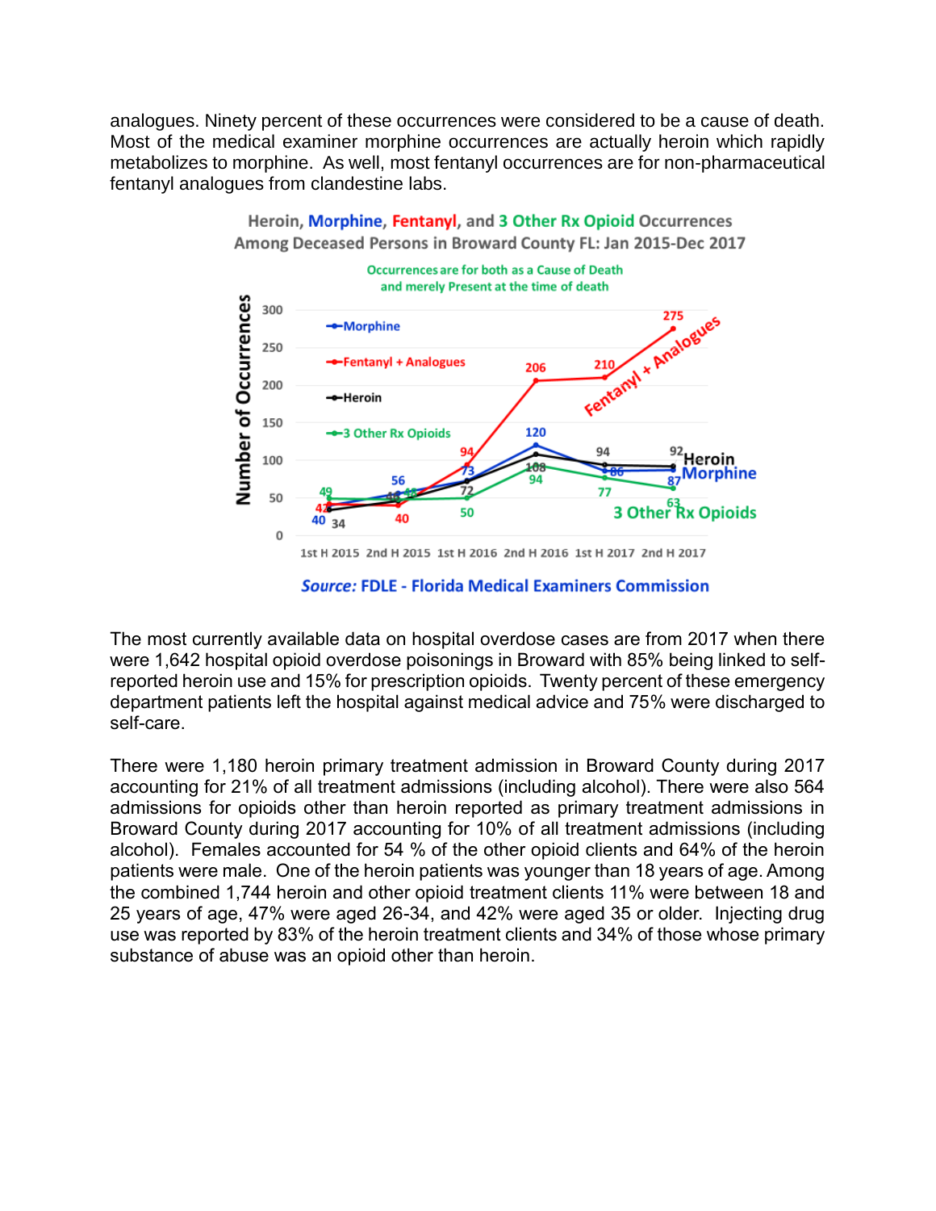analogues. Ninety percent of these occurrences were considered to be a cause of death. Most of the medical examiner morphine occurrences are actually heroin which rapidly metabolizes to morphine. As well, most fentanyl occurrences are for non-pharmaceutical fentanyl analogues from clandestine labs.

**Heroin, Morphine, Fentanyl, and 3 Other Rx Opioid Occurrences Among Deceased Persons in Broward County FL: Jan 2015-Dec 2017**

Occurrences are for both as a Cause of Death and merely Present at the time of death

| | 1st H 2015 | 2nd H 2015 | 1st H 2016 | 2nd H 2016 | 1st H 2017 | 2nd H 2017 |
|---|---|---|---|---|---|---|
| Fentanyl + Analogues | 42 | 40 | 94 | 206 | 210 | 275 |
| Morphine | 40 | 56 | 73 | 120 | 86 | 87 |
| Heroin | 34 | 48 | 72 | 108 | 94 | 92 |
| 3 Other Rx Opioids | 49 | 48 | 50 | 94 | 77 | 63 |

*Source:* FDLE - Florida Medical Examiners Commission

The most currently available data on hospital overdose cases are from 2017 when there were 1,642 hospital opioid overdose poisonings in Broward with 85% being linked to self-reported heroin use and 15% for prescription opioids. Twenty percent of these emergency department patients left the hospital against medical advice and 75% were discharged to self-care.

There were 1,180 heroin primary treatment admission in Broward County during 2017 accounting for 21% of all treatment admissions (including alcohol). There were also 564 admissions for opioids other than heroin reported as primary treatment admissions in Broward County during 2017 accounting for 10% of all treatment admissions (including alcohol). Females accounted for 54 % of the other opioid clients and 64% of the heroin patients were male. One of the heroin patients was younger than 18 years of age. Among the combined 1,744 heroin and other opioid treatment clients 11% were between 18 and 25 years of age, 47% were aged 26-34, and 42% were aged 35 or older. Injecting drug use was reported by 83% of the heroin treatment clients and 34% of those whose primary substance of abuse was an opioid other than heroin.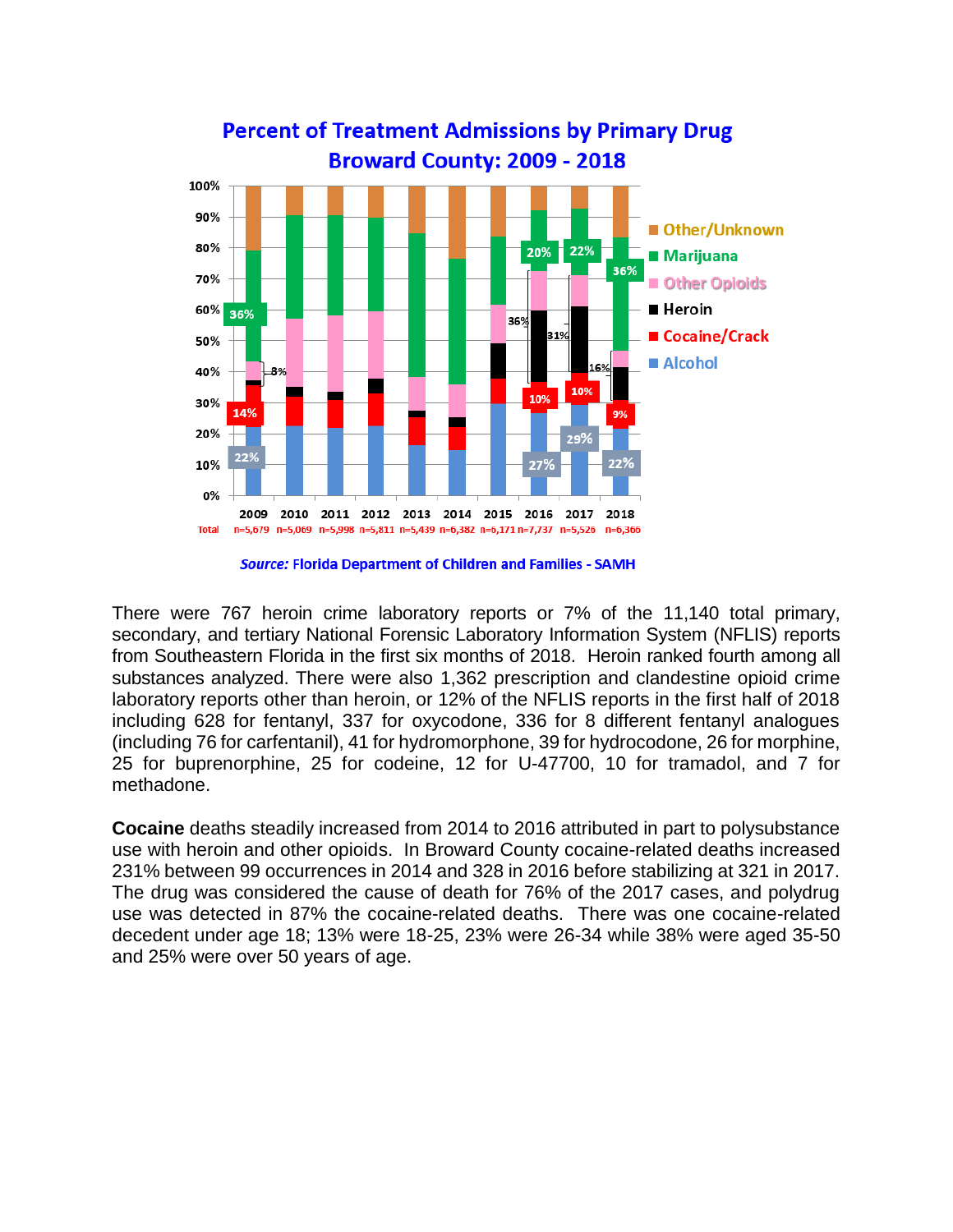**Percent of Treatment Admissions by Primary Drug**
**Broward County: 2009 - 2018**

*Source:* Florida Department of Children and Families - SAMH

There were 767 heroin crime laboratory reports or 7% of the 11,140 total primary, secondary, and tertiary National Forensic Laboratory Information System (NFLIS) reports from Southeastern Florida in the first six months of 2018. Heroin ranked fourth among all substances analyzed. There were also 1,362 prescription and clandestine opioid crime laboratory reports other than heroin, or 12% of the NFLIS reports in the first half of 2018 including 628 for fentanyl, 337 for oxycodone, 336 for 8 different fentanyl analogues (including 76 for carfentanil), 41 for hydromorphone, 39 for hydrocodone, 26 for morphine, 25 for buprenorphine, 25 for codeine, 12 for U-47700, 10 for tramadol, and 7 for methadone.

**Cocaine** deaths steadily increased from 2014 to 2016 attributed in part to polysubstance use with heroin and other opioids. In Broward County cocaine-related deaths increased 231% between 99 occurrences in 2014 and 328 in 2016 before stabilizing at 321 in 2017. The drug was considered the cause of death for 76% of the 2017 cases, and polydrug use was detected in 87% the cocaine-related deaths. There was one cocaine-related decedent under age 18; 13% were 18-25, 23% were 26-34 while 38% were aged 35-50 and 25% were over 50 years of age.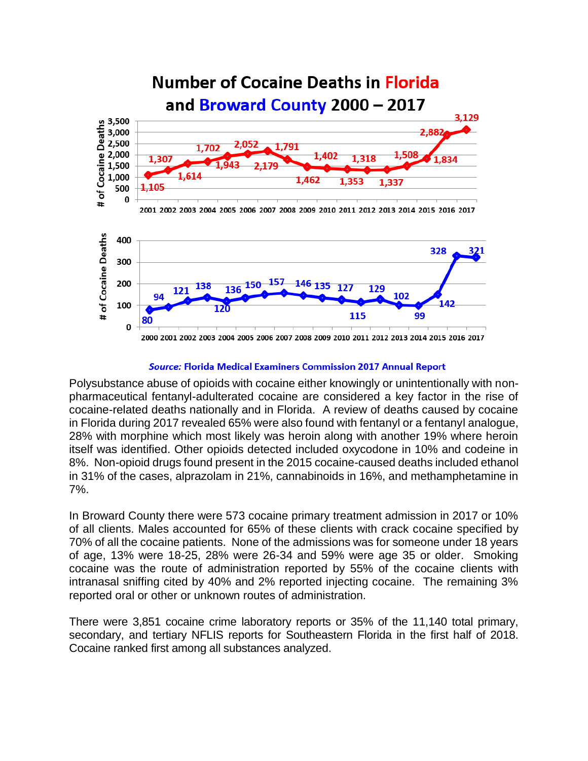## Number of Cocaine Deaths in Florida and Broward County 2000 – 2017

*Source:* Florida Medical Examiners Commission 2017 Annual Report

Polysubstance abuse of opioids with cocaine either knowingly or unintentionally with non-pharmaceutical fentanyl-adulterated cocaine are considered a key factor in the rise of cocaine-related deaths nationally and in Florida. A review of deaths caused by cocaine in Florida during 2017 revealed 65% were also found with fentanyl or a fentanyl analogue, 28% with morphine which most likely was heroin along with another 19% where heroin itself was identified. Other opioids detected included oxycodone in 10% and codeine in 8%. Non-opioid drugs found present in the 2015 cocaine-caused deaths included ethanol in 31% of the cases, alprazolam in 21%, cannabinoids in 16%, and methamphetamine in 7%.

In Broward County there were 573 cocaine primary treatment admission in 2017 or 10% of all clients. Males accounted for 65% of these clients with crack cocaine specified by 70% of all the cocaine patients. None of the admissions was for someone under 18 years of age, 13% were 18-25, 28% were 26-34 and 59% were age 35 or older. Smoking cocaine was the route of administration reported by 55% of the cocaine clients with intranasal sniffing cited by 40% and 2% reported injecting cocaine. The remaining 3% reported oral or other or unknown routes of administration.

There were 3,851 cocaine crime laboratory reports or 35% of the 11,140 total primary, secondary, and tertiary NFLIS reports for Southeastern Florida in the first half of 2018. Cocaine ranked first among all substances analyzed.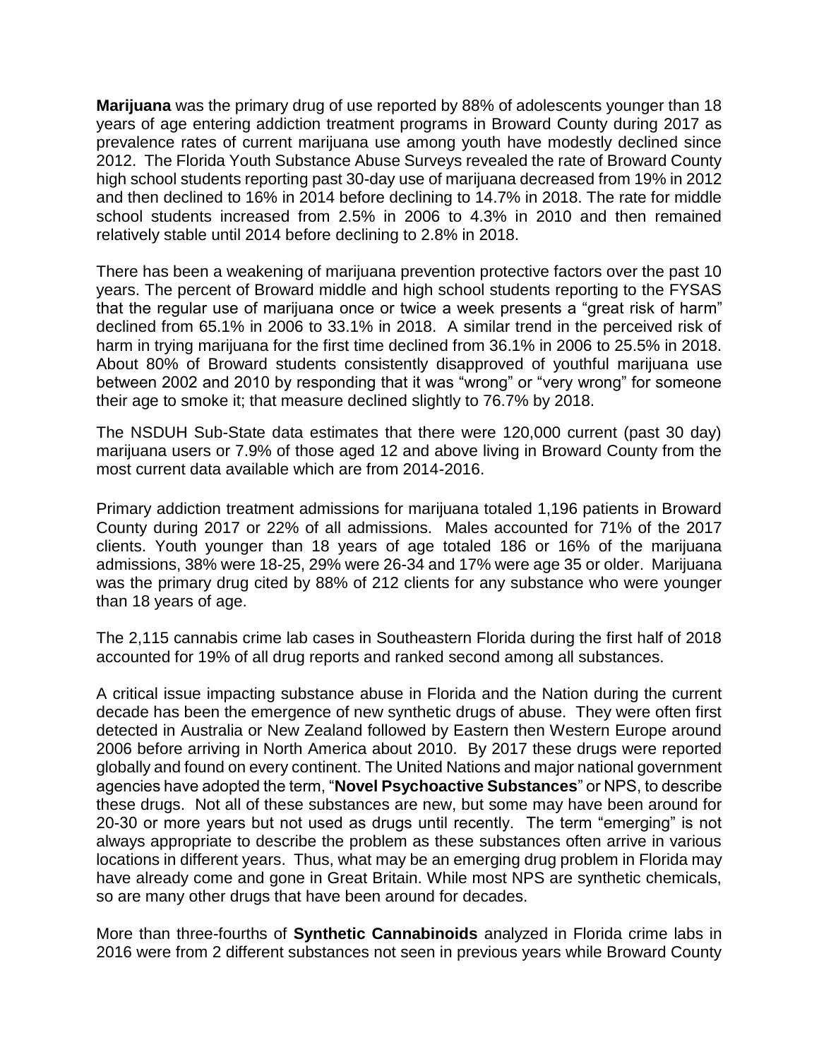**Marijuana** was the primary drug of use reported by 88% of adolescents younger than 18 years of age entering addiction treatment programs in Broward County during 2017 as prevalence rates of current marijuana use among youth have modestly declined since 2012. The Florida Youth Substance Abuse Surveys revealed the rate of Broward County high school students reporting past 30-day use of marijuana decreased from 19% in 2012 and then declined to 16% in 2014 before declining to 14.7% in 2018. The rate for middle school students increased from 2.5% in 2006 to 4.3% in 2010 and then remained relatively stable until 2014 before declining to 2.8% in 2018.

There has been a weakening of marijuana prevention protective factors over the past 10 years. The percent of Broward middle and high school students reporting to the FYSAS that the regular use of marijuana once or twice a week presents a "great risk of harm" declined from 65.1% in 2006 to 33.1% in 2018. A similar trend in the perceived risk of harm in trying marijuana for the first time declined from 36.1% in 2006 to 25.5% in 2018. About 80% of Broward students consistently disapproved of youthful marijuana use between 2002 and 2010 by responding that it was "wrong" or "very wrong" for someone their age to smoke it; that measure declined slightly to 76.7% by 2018.

The NSDUH Sub-State data estimates that there were 120,000 current (past 30 day) marijuana users or 7.9% of those aged 12 and above living in Broward County from the most current data available which are from 2014-2016.

Primary addiction treatment admissions for marijuana totaled 1,196 patients in Broward County during 2017 or 22% of all admissions. Males accounted for 71% of the 2017 clients. Youth younger than 18 years of age totaled 186 or 16% of the marijuana admissions, 38% were 18-25, 29% were 26-34 and 17% were age 35 or older. Marijuana was the primary drug cited by 88% of 212 clients for any substance who were younger than 18 years of age.

The 2,115 cannabis crime lab cases in Southeastern Florida during the first half of 2018 accounted for 19% of all drug reports and ranked second among all substances.

A critical issue impacting substance abuse in Florida and the Nation during the current decade has been the emergence of new synthetic drugs of abuse. They were often first detected in Australia or New Zealand followed by Eastern then Western Europe around 2006 before arriving in North America about 2010. By 2017 these drugs were reported globally and found on every continent. The United Nations and major national government agencies have adopted the term, "**Novel Psychoactive Substances**" or NPS, to describe these drugs. Not all of these substances are new, but some may have been around for 20-30 or more years but not used as drugs until recently. The term "emerging" is not always appropriate to describe the problem as these substances often arrive in various locations in different years. Thus, what may be an emerging drug problem in Florida may have already come and gone in Great Britain. While most NPS are synthetic chemicals, so are many other drugs that have been around for decades.

More than three-fourths of **Synthetic Cannabinoids** analyzed in Florida crime labs in 2016 were from 2 different substances not seen in previous years while Broward County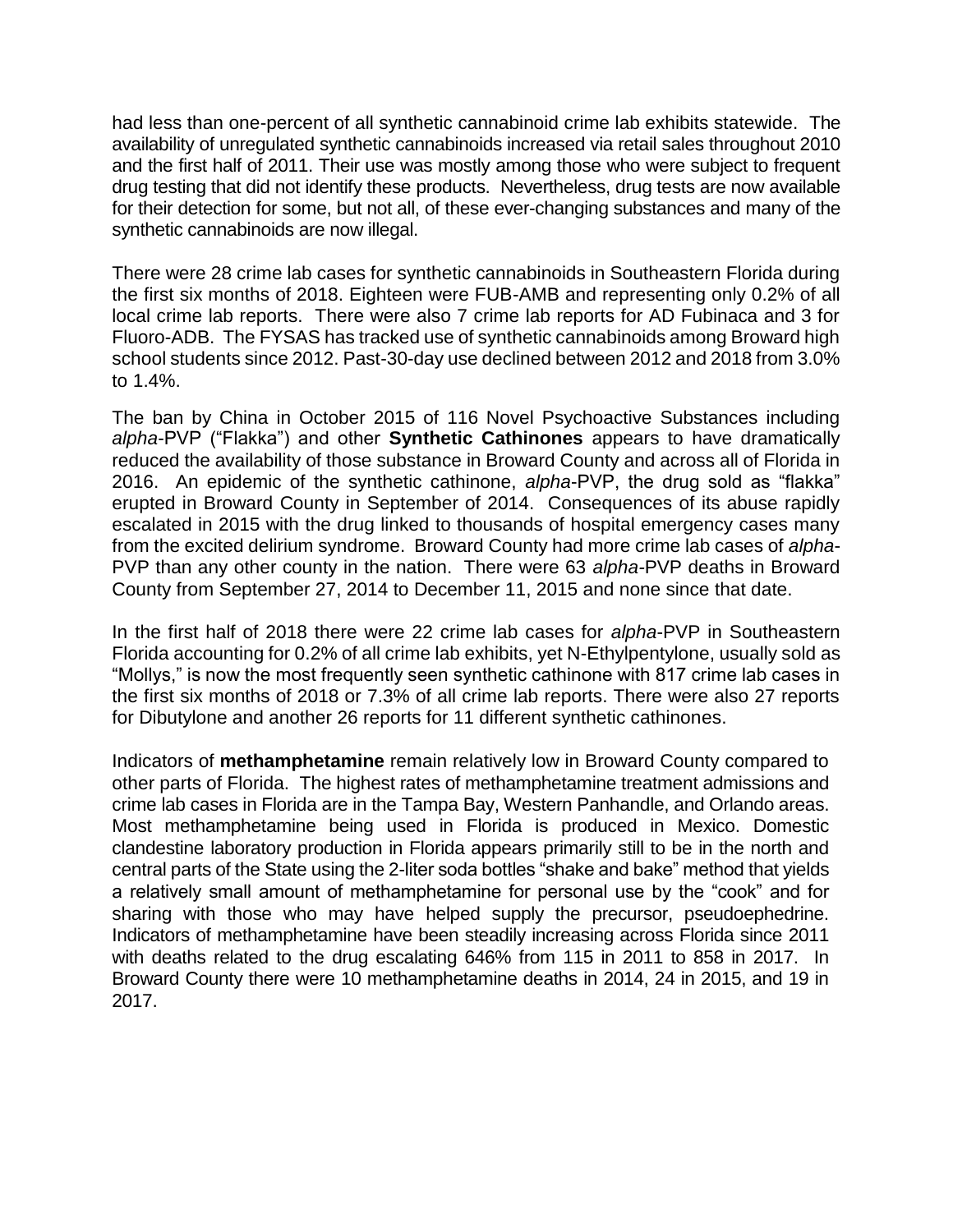had less than one-percent of all synthetic cannabinoid crime lab exhibits statewide. The availability of unregulated synthetic cannabinoids increased via retail sales throughout 2010 and the first half of 2011. Their use was mostly among those who were subject to frequent drug testing that did not identify these products. Nevertheless, drug tests are now available for their detection for some, but not all, of these ever-changing substances and many of the synthetic cannabinoids are now illegal.

There were 28 crime lab cases for synthetic cannabinoids in Southeastern Florida during the first six months of 2018. Eighteen were FUB-AMB and representing only 0.2% of all local crime lab reports. There were also 7 crime lab reports for AD Fubinaca and 3 for Fluoro-ADB. The FYSAS has tracked use of synthetic cannabinoids among Broward high school students since 2012. Past-30-day use declined between 2012 and 2018 from 3.0% to 1.4%.

The ban by China in October 2015 of 116 Novel Psychoactive Substances including *alpha*-PVP ("Flakka") and other **Synthetic Cathinones** appears to have dramatically reduced the availability of those substance in Broward County and across all of Florida in 2016. An epidemic of the synthetic cathinone, *alpha*-PVP, the drug sold as "flakka" erupted in Broward County in September of 2014. Consequences of its abuse rapidly escalated in 2015 with the drug linked to thousands of hospital emergency cases many from the excited delirium syndrome. Broward County had more crime lab cases of *alpha*-PVP than any other county in the nation. There were 63 *alpha*-PVP deaths in Broward County from September 27, 2014 to December 11, 2015 and none since that date.

In the first half of 2018 there were 22 crime lab cases for *alpha*-PVP in Southeastern Florida accounting for 0.2% of all crime lab exhibits, yet N-Ethylpentylone, usually sold as "Mollys," is now the most frequently seen synthetic cathinone with 817 crime lab cases in the first six months of 2018 or 7.3% of all crime lab reports. There were also 27 reports for Dibutylone and another 26 reports for 11 different synthetic cathinones.

Indicators of **methamphetamine** remain relatively low in Broward County compared to other parts of Florida. The highest rates of methamphetamine treatment admissions and crime lab cases in Florida are in the Tampa Bay, Western Panhandle, and Orlando areas. Most methamphetamine being used in Florida is produced in Mexico. Domestic clandestine laboratory production in Florida appears primarily still to be in the north and central parts of the State using the 2-liter soda bottles "shake and bake" method that yields a relatively small amount of methamphetamine for personal use by the "cook" and for sharing with those who may have helped supply the precursor, pseudoephedrine. Indicators of methamphetamine have been steadily increasing across Florida since 2011 with deaths related to the drug escalating 646% from 115 in 2011 to 858 in 2017. In Broward County there were 10 methamphetamine deaths in 2014, 24 in 2015, and 19 in 2017.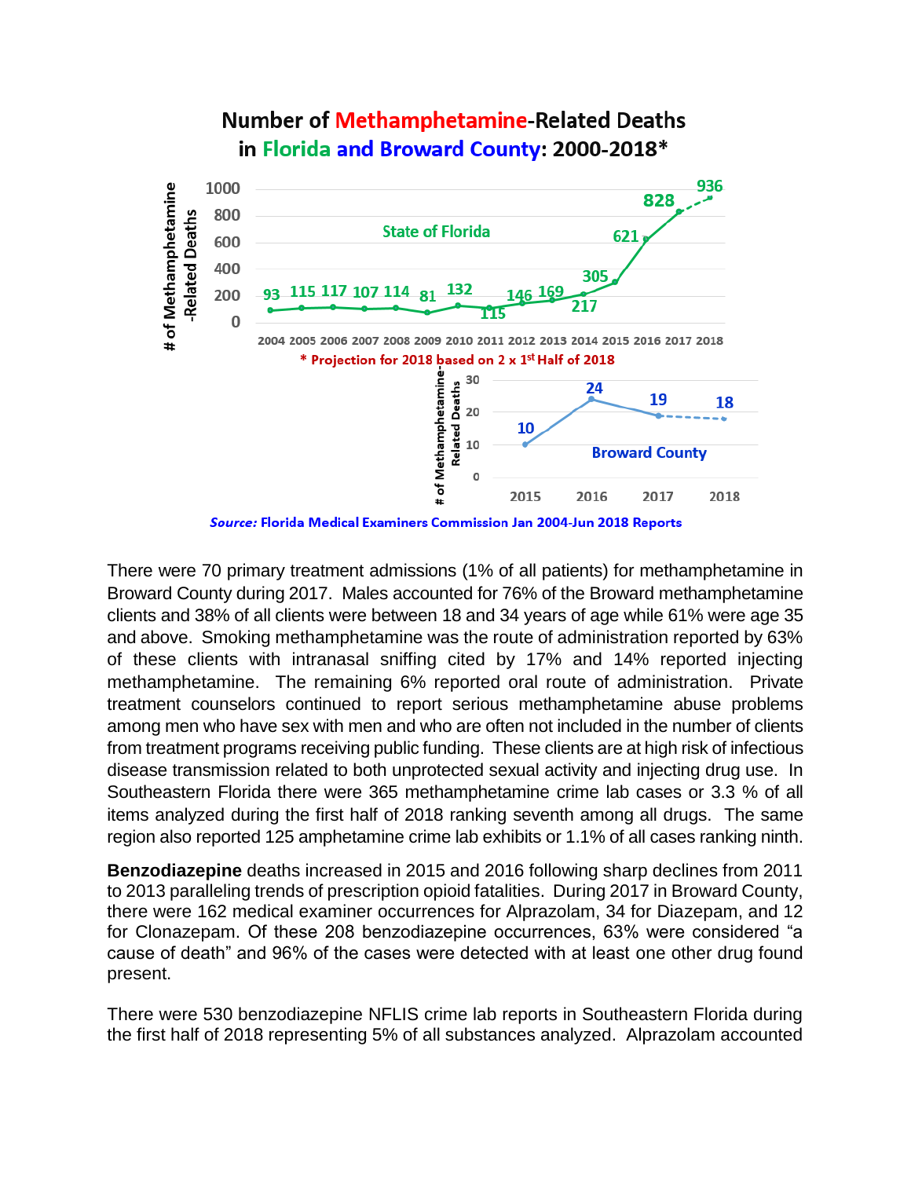**Number of Methamphetamine-Related Deaths in Florida and Broward County: 2000-2018***

| Year | 2004 | 2005 | 2006 | 2007 | 2008 | 2009 | 2010 | 2011 | 2012 | 2013 | 2014 | 2015 | 2016 | 2017 | 2018 |
|---|---|---|---|---|---|---|---|---|---|---|---|---|---|---|---|
| State of Florida | 93 | 115 | 117 | 107 | 114 | 81 | 132 | 115 | 146 | 169 | 217 | 305 | 621 | 828 | 936 |
| Broward County | | | | | | | | | | | | 10 | 24 | 19 | 18 |

\* Projection for 2018 based on 2 x 1st Half of 2018

*Source:* Florida Medical Examiners Commission Jan 2004-Jun 2018 Reports

There were 70 primary treatment admissions (1% of all patients) for methamphetamine in Broward County during 2017. Males accounted for 76% of the Broward methamphetamine clients and 38% of all clients were between 18 and 34 years of age while 61% were age 35 and above. Smoking methamphetamine was the route of administration reported by 63% of these clients with intranasal sniffing cited by 17% and 14% reported injecting methamphetamine. The remaining 6% reported oral route of administration. Private treatment counselors continued to report serious methamphetamine abuse problems among men who have sex with men and who are often not included in the number of clients from treatment programs receiving public funding. These clients are at high risk of infectious disease transmission related to both unprotected sexual activity and injecting drug use. In Southeastern Florida there were 365 methamphetamine crime lab cases or 3.3 % of all items analyzed during the first half of 2018 ranking seventh among all drugs. The same region also reported 125 amphetamine crime lab exhibits or 1.1% of all cases ranking ninth.

**Benzodiazepine** deaths increased in 2015 and 2016 following sharp declines from 2011 to 2013 paralleling trends of prescription opioid fatalities. During 2017 in Broward County, there were 162 medical examiner occurrences for Alprazolam, 34 for Diazepam, and 12 for Clonazepam. Of these 208 benzodiazepine occurrences, 63% were considered "a cause of death" and 96% of the cases were detected with at least one other drug found present.

There were 530 benzodiazepine NFLIS crime lab reports in Southeastern Florida during the first half of 2018 representing 5% of all substances analyzed. Alprazolam accounted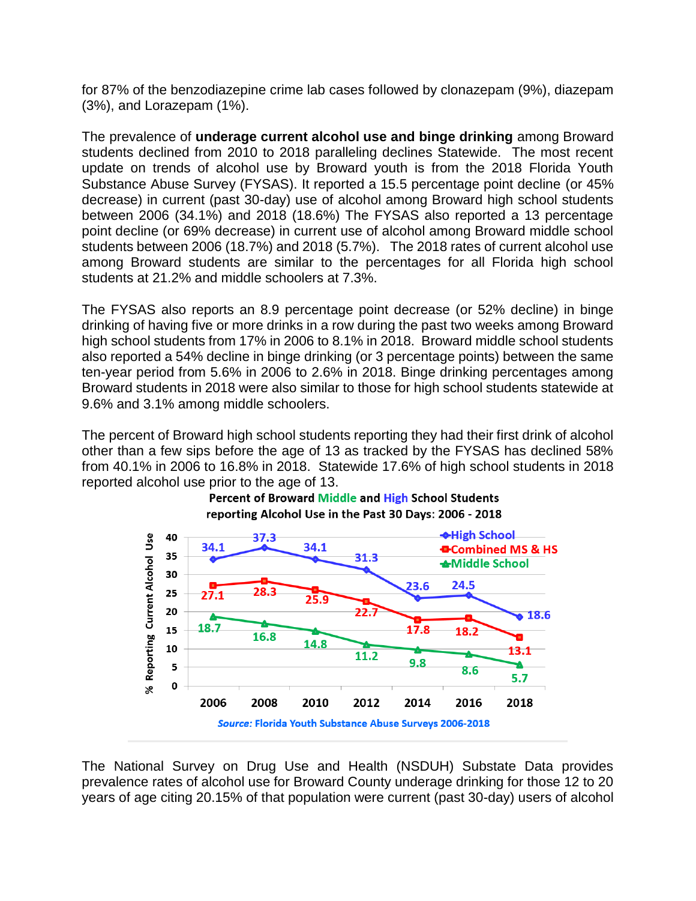for 87% of the benzodiazepine crime lab cases followed by clonazepam (9%), diazepam (3%), and Lorazepam (1%).

The prevalence of **underage current alcohol use and binge drinking** among Broward students declined from 2010 to 2018 paralleling declines Statewide. The most recent update on trends of alcohol use by Broward youth is from the 2018 Florida Youth Substance Abuse Survey (FYSAS). It reported a 15.5 percentage point decline (or 45% decrease) in current (past 30-day) use of alcohol among Broward high school students between 2006 (34.1%) and 2018 (18.6%) The FYSAS also reported a 13 percentage point decline (or 69% decrease) in current use of alcohol among Broward middle school students between 2006 (18.7%) and 2018 (5.7%). The 2018 rates of current alcohol use among Broward students are similar to the percentages for all Florida high school students at 21.2% and middle schoolers at 7.3%.

The FYSAS also reports an 8.9 percentage point decrease (or 52% decline) in binge drinking of having five or more drinks in a row during the past two weeks among Broward high school students from 17% in 2006 to 8.1% in 2018. Broward middle school students also reported a 54% decline in binge drinking (or 3 percentage points) between the same ten-year period from 5.6% in 2006 to 2.6% in 2018. Binge drinking percentages among Broward students in 2018 were also similar to those for high school students statewide at 9.6% and 3.1% among middle schoolers.

The percent of Broward high school students reporting they had their first drink of alcohol other than a few sips before the age of 13 as tracked by the FYSAS has declined 58% from 40.1% in 2006 to 16.8% in 2018. Statewide 17.6% of high school students in 2018 reported alcohol use prior to the age of 13.

**Percent of Broward Middle and High School Students reporting Alcohol Use in the Past 30 Days: 2006 - 2018**

| Year | High School | Combined MS & HS | Middle School |
|---|---|---|---|
| 2006 | 34.1 | 27.1 | 18.7 |
| 2008 | 37.3 | 28.3 | 16.8 |
| 2010 | 34.1 | 25.9 | 14.8 |
| 2012 | 31.3 | 22.7 | 11.2 |
| 2014 | 23.6 | 17.8 | 9.8 |
| 2016 | 24.5 | 18.2 | 8.6 |
| 2018 | 18.6 | 13.1 | 5.7 |

*Source:* Florida Youth Substance Abuse Surveys 2006-2018

The National Survey on Drug Use and Health (NSDUH) Substate Data provides prevalence rates of alcohol use for Broward County underage drinking for those 12 to 20 years of age citing 20.15% of that population were current (past 30-day) users of alcohol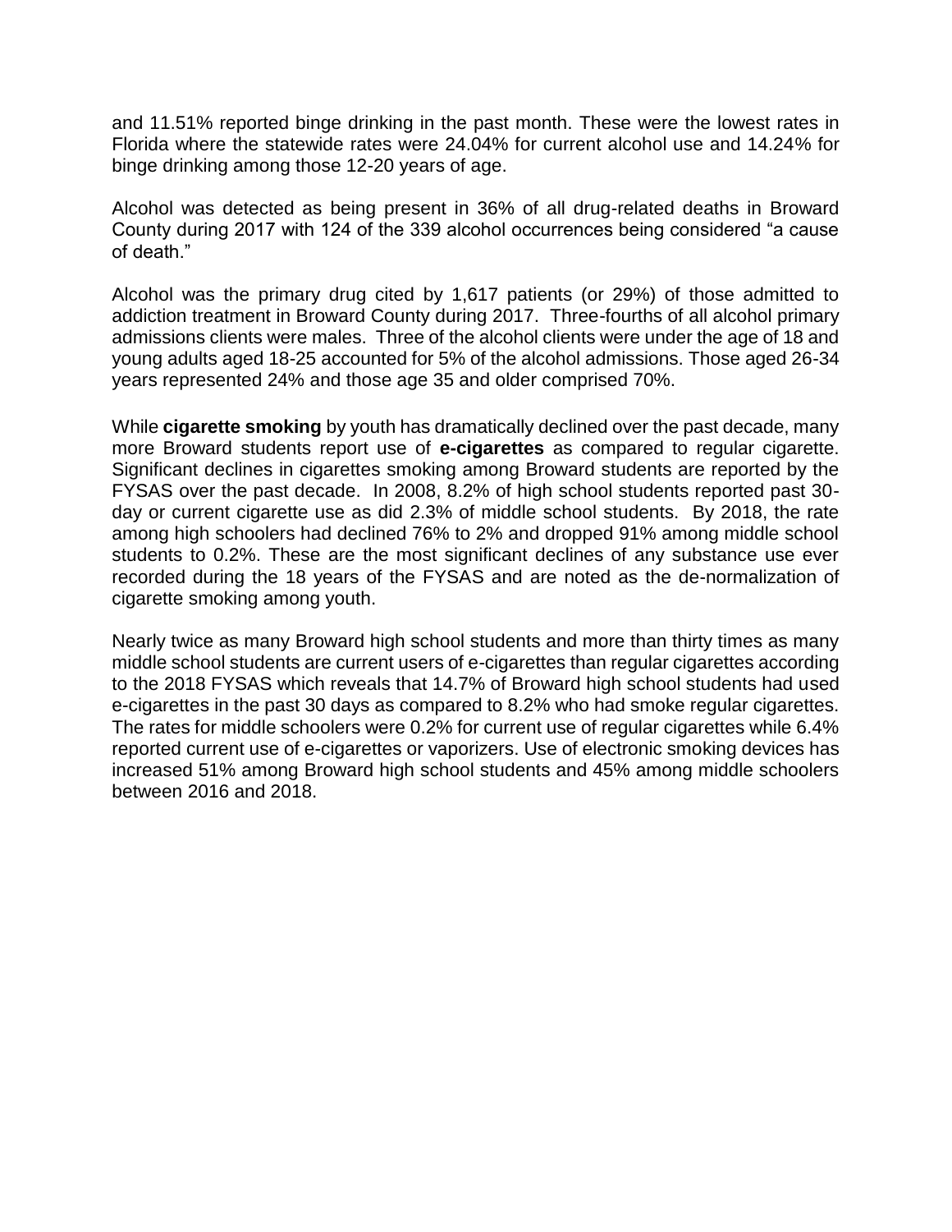and 11.51% reported binge drinking in the past month. These were the lowest rates in Florida where the statewide rates were 24.04% for current alcohol use and 14.24% for binge drinking among those 12-20 years of age.

Alcohol was detected as being present in 36% of all drug-related deaths in Broward County during 2017 with 124 of the 339 alcohol occurrences being considered "a cause of death."

Alcohol was the primary drug cited by 1,617 patients (or 29%) of those admitted to addiction treatment in Broward County during 2017. Three-fourths of all alcohol primary admissions clients were males. Three of the alcohol clients were under the age of 18 and young adults aged 18-25 accounted for 5% of the alcohol admissions. Those aged 26-34 years represented 24% and those age 35 and older comprised 70%.

While **cigarette smoking** by youth has dramatically declined over the past decade, many more Broward students report use of **e-cigarettes** as compared to regular cigarette. Significant declines in cigarettes smoking among Broward students are reported by the FYSAS over the past decade. In 2008, 8.2% of high school students reported past 30-day or current cigarette use as did 2.3% of middle school students. By 2018, the rate among high schoolers had declined 76% to 2% and dropped 91% among middle school students to 0.2%. These are the most significant declines of any substance use ever recorded during the 18 years of the FYSAS and are noted as the de-normalization of cigarette smoking among youth.

Nearly twice as many Broward high school students and more than thirty times as many middle school students are current users of e-cigarettes than regular cigarettes according to the 2018 FYSAS which reveals that 14.7% of Broward high school students had used e-cigarettes in the past 30 days as compared to 8.2% who had smoke regular cigarettes. The rates for middle schoolers were 0.2% for current use of regular cigarettes while 6.4% reported current use of e-cigarettes or vaporizers. Use of electronic smoking devices has increased 51% among Broward high school students and 45% among middle schoolers between 2016 and 2018.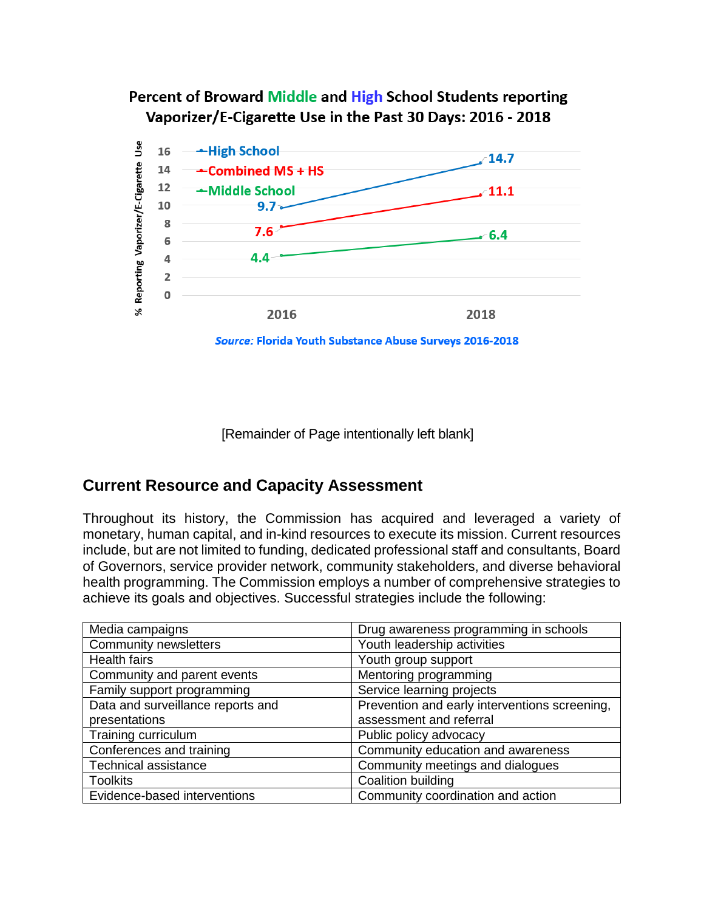**Percent of Broward Middle and High School Students reporting Vaporizer/E-Cigarette Use in the Past 30 Days: 2016 - 2018**

| | 2016 | 2018 |
|---|---|---|
| High School | 9.7 | 14.7 |
| Combined MS + HS | 7.6 | 11.1 |
| Middle School | 4.4 | 6.4 |

*Source:* Florida Youth Substance Abuse Surveys 2016-2018

[Remainder of Page intentionally left blank]

## Current Resource and Capacity Assessment

Throughout its history, the Commission has acquired and leveraged a variety of monetary, human capital, and in-kind resources to execute its mission. Current resources include, but are not limited to funding, dedicated professional staff and consultants, Board of Governors, service provider network, community stakeholders, and diverse behavioral health programming. The Commission employs a number of comprehensive strategies to achieve its goals and objectives. Successful strategies include the following:

| | |
|---|---|
| Media campaigns | Drug awareness programming in schools |
| Community newsletters | Youth leadership activities |
| Health fairs | Youth group support |
| Community and parent events | Mentoring programming |
| Family support programming | Service learning projects |
| Data and surveillance reports and presentations | Prevention and early interventions screening, assessment and referral |
| Training curriculum | Public policy advocacy |
| Conferences and training | Community education and awareness |
| Technical assistance | Community meetings and dialogues |
| Toolkits | Coalition building |
| Evidence-based interventions | Community coordination and action |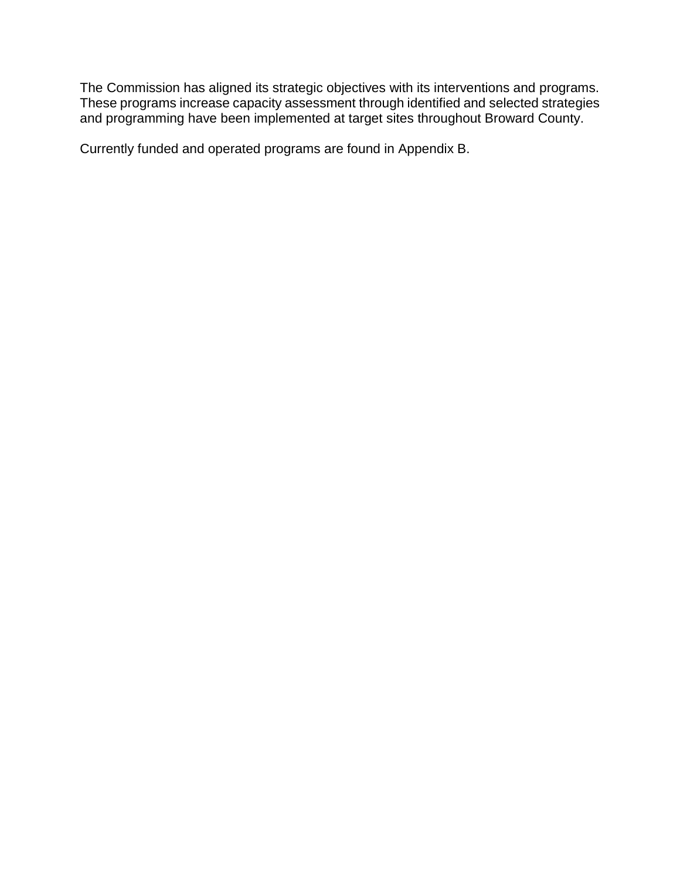The Commission has aligned its strategic objectives with its interventions and programs. These programs increase capacity assessment through identified and selected strategies and programming have been implemented at target sites throughout Broward County.

Currently funded and operated programs are found in Appendix B.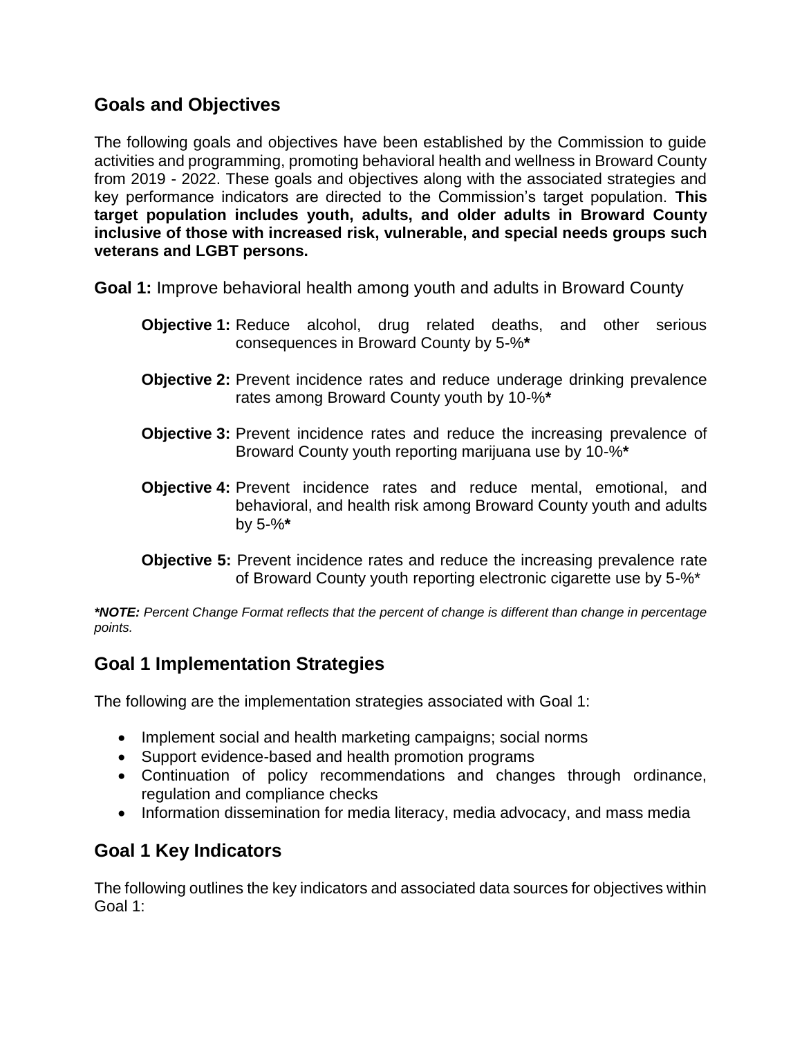## Goals and Objectives

The following goals and objectives have been established by the Commission to guide activities and programming, promoting behavioral health and wellness in Broward County from 2019 - 2022. These goals and objectives along with the associated strategies and key performance indicators are directed to the Commission's target population. **This target population includes youth, adults, and older adults in Broward County inclusive of those with increased risk, vulnerable, and special needs groups such veterans and LGBT persons.**

**Goal 1:** Improve behavioral health among youth and adults in Broward County

**Objective 1:** Reduce alcohol, drug related deaths, and other serious consequences in Broward County by 5-%**\***

**Objective 2:** Prevent incidence rates and reduce underage drinking prevalence rates among Broward County youth by 10-%**\***

**Objective 3:** Prevent incidence rates and reduce the increasing prevalence of Broward County youth reporting marijuana use by 10-%**\***

**Objective 4:** Prevent incidence rates and reduce mental, emotional, and behavioral, and health risk among Broward County youth and adults by 5-%**\***

**Objective 5:** Prevent incidence rates and reduce the increasing prevalence rate of Broward County youth reporting electronic cigarette use by 5-%*

***\*NOTE:*** *Percent Change Format reflects that the percent of change is different than change in percentage points.*

## Goal 1 Implementation Strategies

The following are the implementation strategies associated with Goal 1:

- Implement social and health marketing campaigns; social norms
- Support evidence-based and health promotion programs
- Continuation of policy recommendations and changes through ordinance, regulation and compliance checks
- Information dissemination for media literacy, media advocacy, and mass media

## Goal 1 Key Indicators

The following outlines the key indicators and associated data sources for objectives within Goal 1: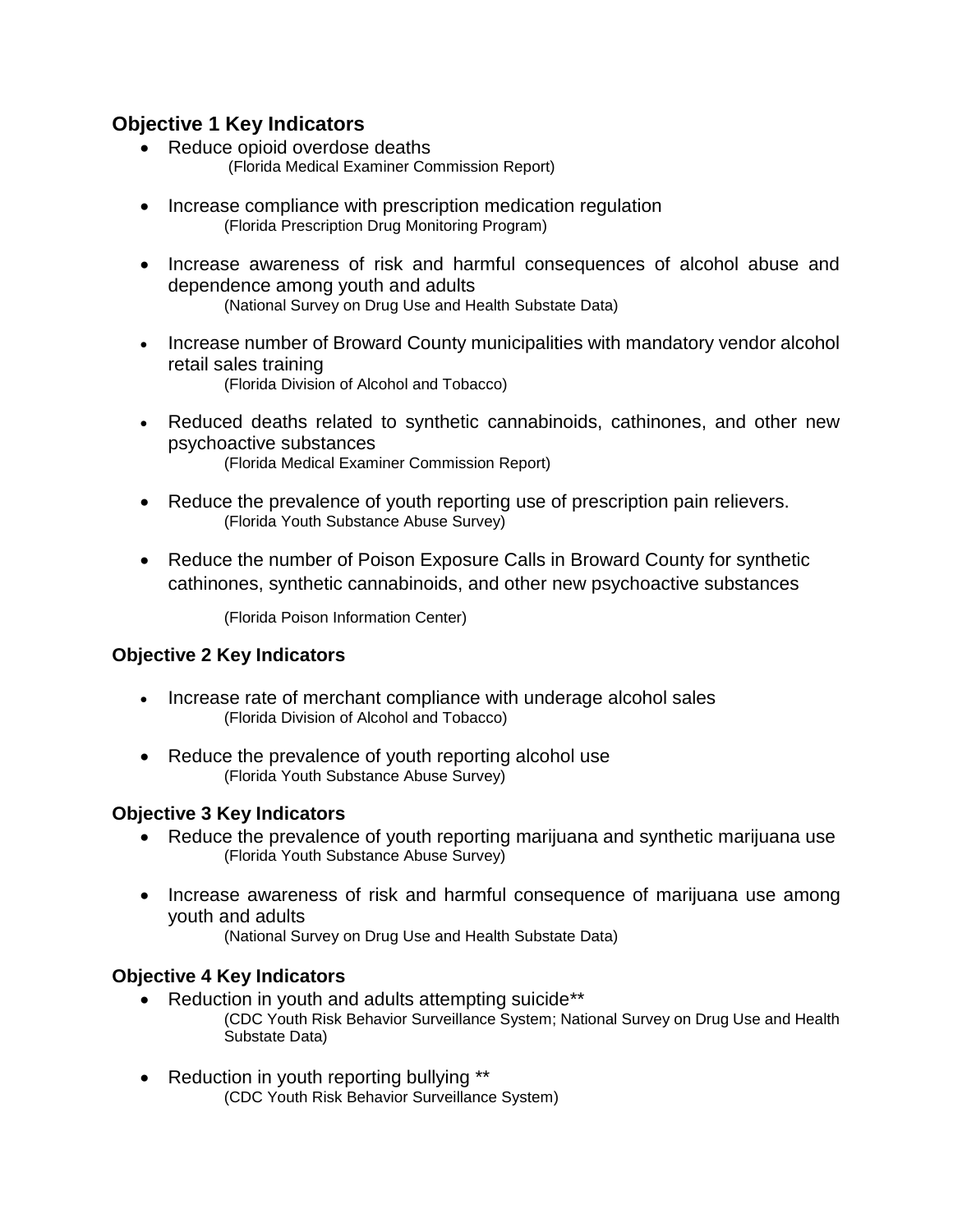### Objective 1 Key Indicators

- Reduce opioid overdose deaths
  (Florida Medical Examiner Commission Report)

- Increase compliance with prescription medication regulation
  (Florida Prescription Drug Monitoring Program)

- Increase awareness of risk and harmful consequences of alcohol abuse and dependence among youth and adults
  (National Survey on Drug Use and Health Substate Data)

- Increase number of Broward County municipalities with mandatory vendor alcohol retail sales training
  (Florida Division of Alcohol and Tobacco)

- Reduced deaths related to synthetic cannabinoids, cathinones, and other new psychoactive substances
  (Florida Medical Examiner Commission Report)

- Reduce the prevalence of youth reporting use of prescription pain relievers.
  (Florida Youth Substance Abuse Survey)

- Reduce the number of Poison Exposure Calls in Broward County for synthetic cathinones, synthetic cannabinoids, and other new psychoactive substances
  (Florida Poison Information Center)

### Objective 2 Key Indicators

- Increase rate of merchant compliance with underage alcohol sales
  (Florida Division of Alcohol and Tobacco)

- Reduce the prevalence of youth reporting alcohol use
  (Florida Youth Substance Abuse Survey)

### Objective 3 Key Indicators

- Reduce the prevalence of youth reporting marijuana and synthetic marijuana use
  (Florida Youth Substance Abuse Survey)

- Increase awareness of risk and harmful consequence of marijuana use among youth and adults
  (National Survey on Drug Use and Health Substate Data)

### Objective 4 Key Indicators

- Reduction in youth and adults attempting suicide**
  (CDC Youth Risk Behavior Surveillance System; National Survey on Drug Use and Health Substate Data)

- Reduction in youth reporting bullying **
  (CDC Youth Risk Behavior Surveillance System)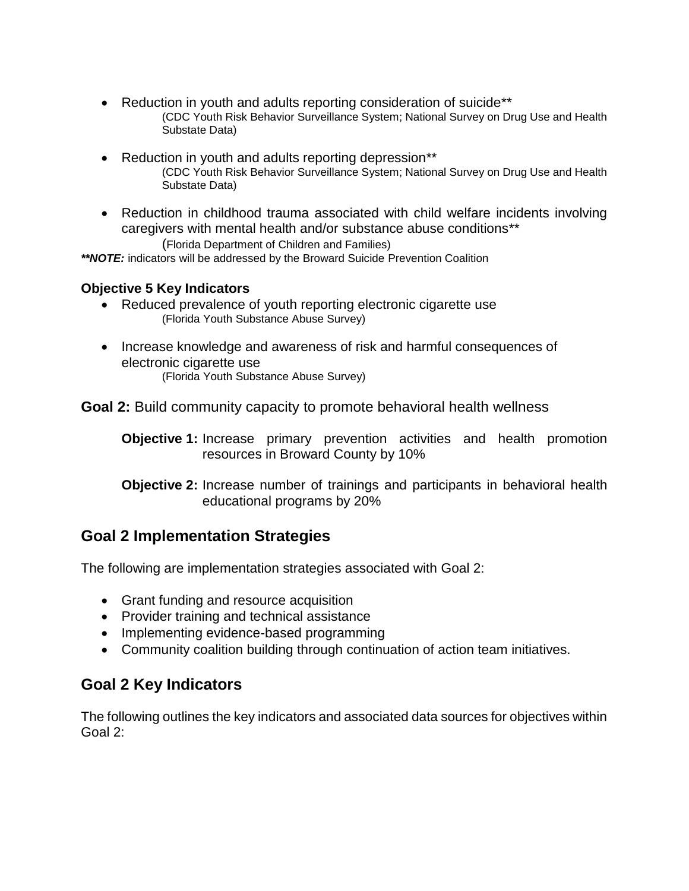- Reduction in youth and adults reporting consideration of suicide**
  (CDC Youth Risk Behavior Surveillance System; National Survey on Drug Use and Health Substate Data)

- Reduction in youth and adults reporting depression**
  (CDC Youth Risk Behavior Surveillance System; National Survey on Drug Use and Health Substate Data)

- Reduction in childhood trauma associated with child welfare incidents involving caregivers with mental health and/or substance abuse conditions**
  (Florida Department of Children and Families)

***NOTE:** indicators will be addressed by the Broward Suicide Prevention Coalition

**Objective 5 Key Indicators**

- Reduced prevalence of youth reporting electronic cigarette use
  (Florida Youth Substance Abuse Survey)

- Increase knowledge and awareness of risk and harmful consequences of electronic cigarette use
  (Florida Youth Substance Abuse Survey)

**Goal 2:** Build community capacity to promote behavioral health wellness

**Objective 1:** Increase primary prevention activities and health promotion resources in Broward County by 10%

**Objective 2:** Increase number of trainings and participants in behavioral health educational programs by 20%

## Goal 2 Implementation Strategies

The following are implementation strategies associated with Goal 2:

- Grant funding and resource acquisition
- Provider training and technical assistance
- Implementing evidence-based programming
- Community coalition building through continuation of action team initiatives.

## Goal 2 Key Indicators

The following outlines the key indicators and associated data sources for objectives within Goal 2: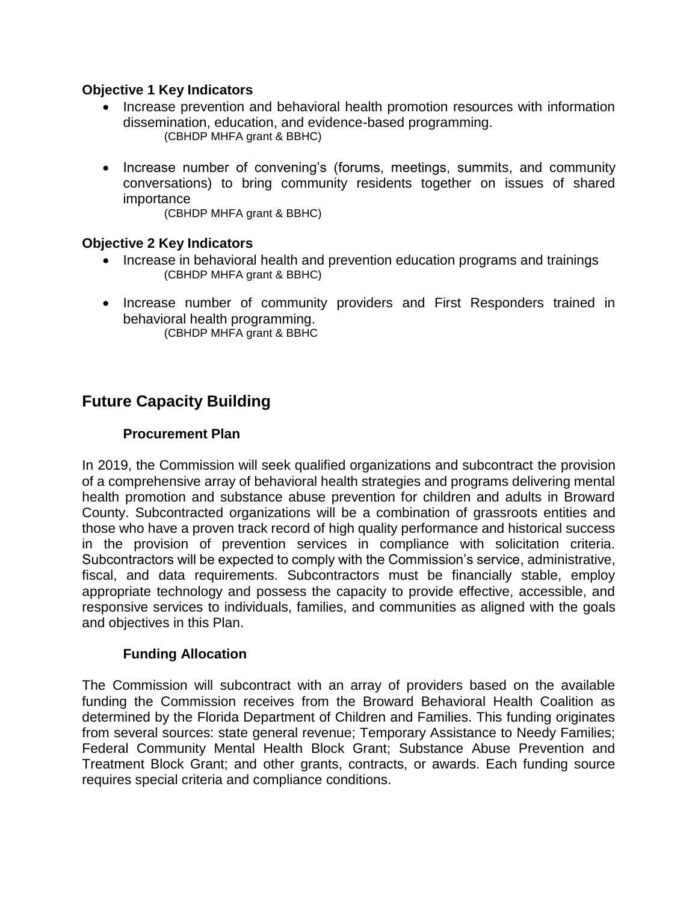**Objective 1 Key Indicators**

- Increase prevention and behavioral health promotion resources with information dissemination, education, and evidence-based programming.
  (CBHDP MHFA grant & BBHC)

- Increase number of convening's (forums, meetings, summits, and community conversations) to bring community residents together on issues of shared importance
  (CBHDP MHFA grant & BBHC)

**Objective 2 Key Indicators**

- Increase in behavioral health and prevention education programs and trainings
  (CBHDP MHFA grant & BBHC)

- Increase number of community providers and First Responders trained in behavioral health programming.
  (CBHDP MHFA grant & BBHC

## Future Capacity Building

### Procurement Plan

In 2019, the Commission will seek qualified organizations and subcontract the provision of a comprehensive array of behavioral health strategies and programs delivering mental health promotion and substance abuse prevention for children and adults in Broward County. Subcontracted organizations will be a combination of grassroots entities and those who have a proven track record of high quality performance and historical success in the provision of prevention services in compliance with solicitation criteria. Subcontractors will be expected to comply with the Commission's service, administrative, fiscal, and data requirements. Subcontractors must be financially stable, employ appropriate technology and possess the capacity to provide effective, accessible, and responsive services to individuals, families, and communities as aligned with the goals and objectives in this Plan.

### Funding Allocation

The Commission will subcontract with an array of providers based on the available funding the Commission receives from the Broward Behavioral Health Coalition as determined by the Florida Department of Children and Families. This funding originates from several sources: state general revenue; Temporary Assistance to Needy Families; Federal Community Mental Health Block Grant; Substance Abuse Prevention and Treatment Block Grant; and other grants, contracts, or awards. Each funding source requires special criteria and compliance conditions.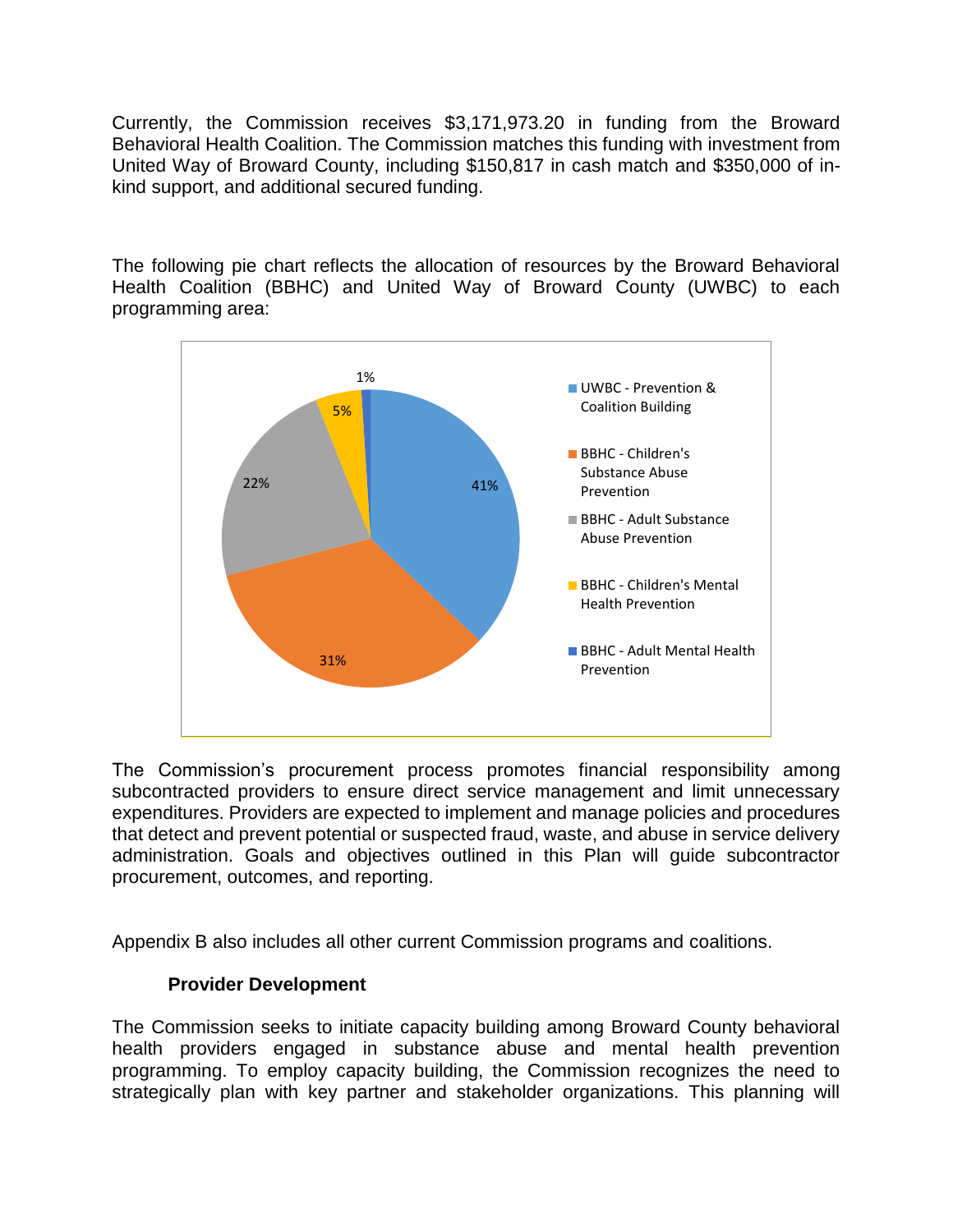Currently, the Commission receives $3,171,973.20 in funding from the Broward Behavioral Health Coalition. The Commission matches this funding with investment from United Way of Broward County, including $150,817 in cash match and $350,000 of in-kind support, and additional secured funding.

The following pie chart reflects the allocation of resources by the Broward Behavioral Health Coalition (BBHC) and United Way of Broward County (UWBC) to each programming area:

| Programming Area | Allocation |
| --- | --- |
| UWBC - Prevention & Coalition Building | 41% |
| BBHC - Children's Substance Abuse Prevention | 31% |
| BBHC - Adult Substance Abuse Prevention | 22% |
| BBHC - Children's Mental Health Prevention | 5% |
| BBHC - Adult Mental Health Prevention | 1% |

The Commission's procurement process promotes financial responsibility among subcontracted providers to ensure direct service management and limit unnecessary expenditures. Providers are expected to implement and manage policies and procedures that detect and prevent potential or suspected fraud, waste, and abuse in service delivery administration. Goals and objectives outlined in this Plan will guide subcontractor procurement, outcomes, and reporting.

Appendix B also includes all other current Commission programs and coalitions.

### Provider Development

The Commission seeks to initiate capacity building among Broward County behavioral health providers engaged in substance abuse and mental health prevention programming. To employ capacity building, the Commission recognizes the need to strategically plan with key partner and stakeholder organizations. This planning will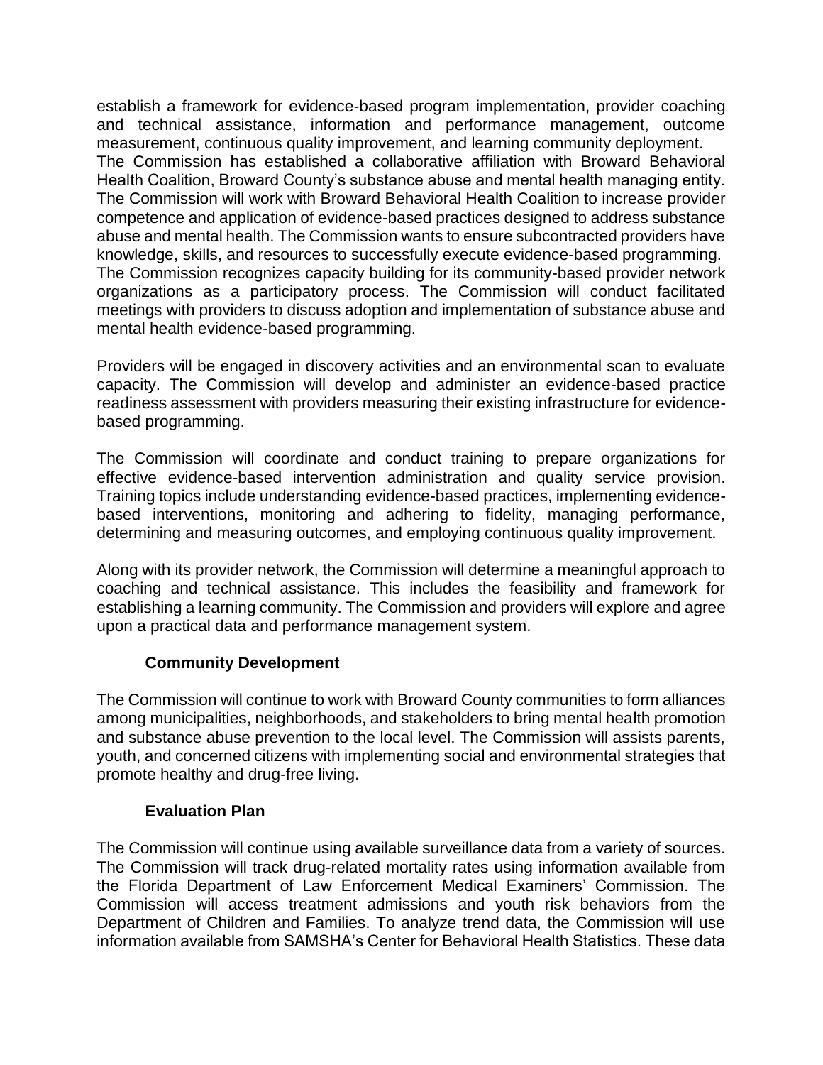establish a framework for evidence-based program implementation, provider coaching and technical assistance, information and performance management, outcome measurement, continuous quality improvement, and learning community deployment.
The Commission has established a collaborative affiliation with Broward Behavioral Health Coalition, Broward County's substance abuse and mental health managing entity. The Commission will work with Broward Behavioral Health Coalition to increase provider competence and application of evidence-based practices designed to address substance abuse and mental health. The Commission wants to ensure subcontracted providers have knowledge, skills, and resources to successfully execute evidence-based programming.
The Commission recognizes capacity building for its community-based provider network organizations as a participatory process. The Commission will conduct facilitated meetings with providers to discuss adoption and implementation of substance abuse and mental health evidence-based programming.

Providers will be engaged in discovery activities and an environmental scan to evaluate capacity. The Commission will develop and administer an evidence-based practice readiness assessment with providers measuring their existing infrastructure for evidence-based programming.

The Commission will coordinate and conduct training to prepare organizations for effective evidence-based intervention administration and quality service provision. Training topics include understanding evidence-based practices, implementing evidence-based interventions, monitoring and adhering to fidelity, managing performance, determining and measuring outcomes, and employing continuous quality improvement.

Along with its provider network, the Commission will determine a meaningful approach to coaching and technical assistance. This includes the feasibility and framework for establishing a learning community. The Commission and providers will explore and agree upon a practical data and performance management system.

### Community Development

The Commission will continue to work with Broward County communities to form alliances among municipalities, neighborhoods, and stakeholders to bring mental health promotion and substance abuse prevention to the local level. The Commission will assists parents, youth, and concerned citizens with implementing social and environmental strategies that promote healthy and drug-free living.

### Evaluation Plan

The Commission will continue using available surveillance data from a variety of sources. The Commission will track drug-related mortality rates using information available from the Florida Department of Law Enforcement Medical Examiners' Commission. The Commission will access treatment admissions and youth risk behaviors from the Department of Children and Families. To analyze trend data, the Commission will use information available from SAMSHA's Center for Behavioral Health Statistics. These data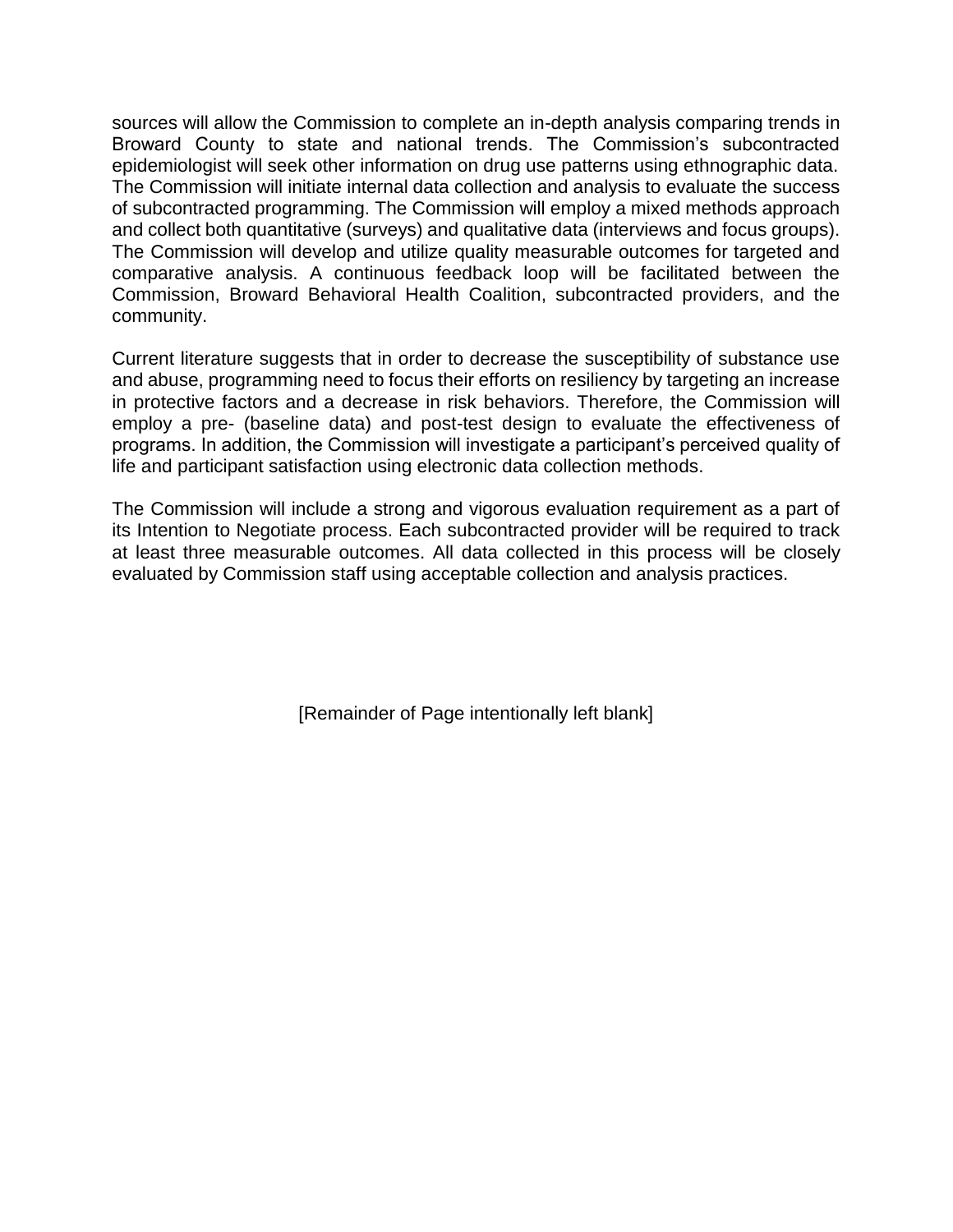sources will allow the Commission to complete an in-depth analysis comparing trends in Broward County to state and national trends. The Commission's subcontracted epidemiologist will seek other information on drug use patterns using ethnographic data. The Commission will initiate internal data collection and analysis to evaluate the success of subcontracted programming. The Commission will employ a mixed methods approach and collect both quantitative (surveys) and qualitative data (interviews and focus groups). The Commission will develop and utilize quality measurable outcomes for targeted and comparative analysis. A continuous feedback loop will be facilitated between the Commission, Broward Behavioral Health Coalition, subcontracted providers, and the community.

Current literature suggests that in order to decrease the susceptibility of substance use and abuse, programming need to focus their efforts on resiliency by targeting an increase in protective factors and a decrease in risk behaviors. Therefore, the Commission will employ a pre- (baseline data) and post-test design to evaluate the effectiveness of programs. In addition, the Commission will investigate a participant's perceived quality of life and participant satisfaction using electronic data collection methods.

The Commission will include a strong and vigorous evaluation requirement as a part of its Intention to Negotiate process. Each subcontracted provider will be required to track at least three measurable outcomes. All data collected in this process will be closely evaluated by Commission staff using acceptable collection and analysis practices.

[Remainder of Page intentionally left blank]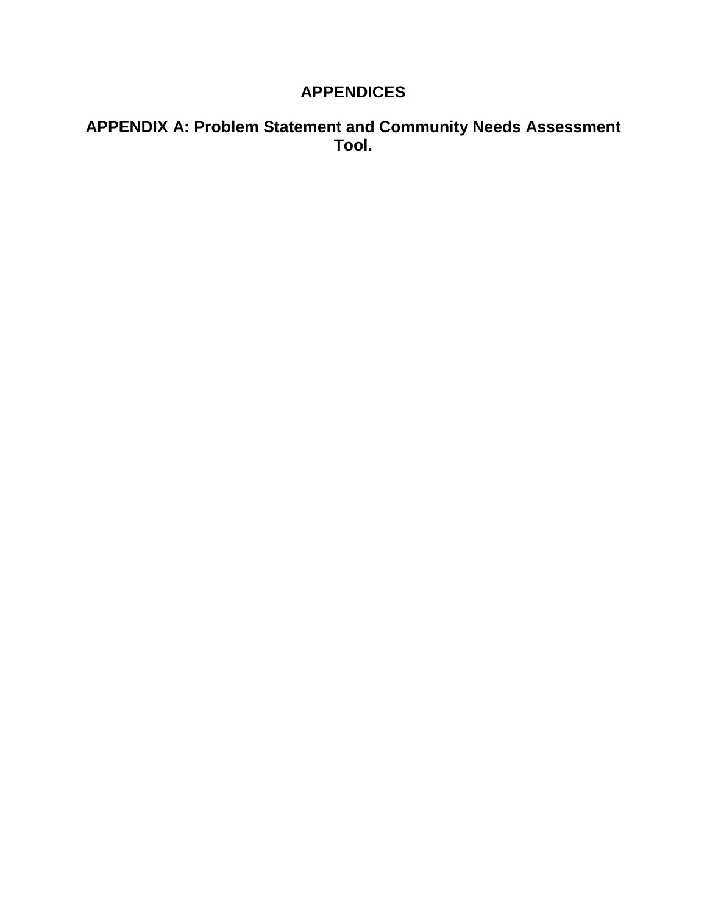# APPENDICES

## APPENDIX A: Problem Statement and Community Needs Assessment Tool.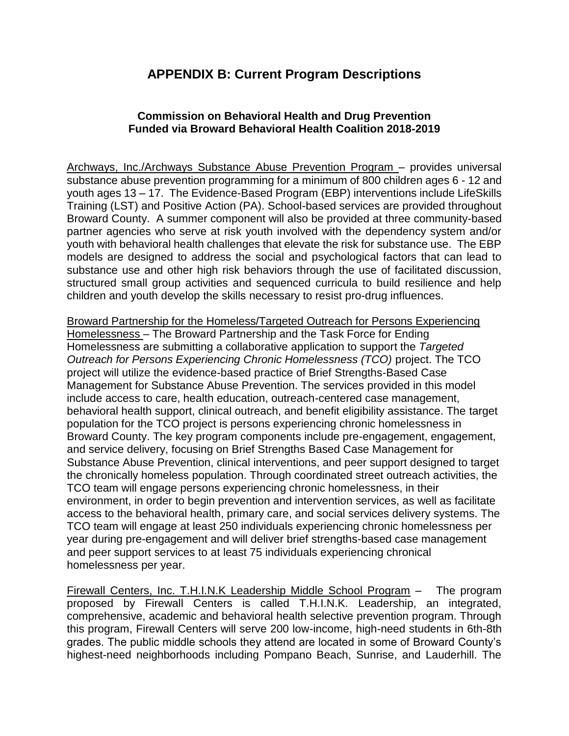## APPENDIX B: Current Program Descriptions

### Commission on Behavioral Health and Drug Prevention
### Funded via Broward Behavioral Health Coalition 2018-2019

Archways, Inc./Archways Substance Abuse Prevention Program – provides universal substance abuse prevention programming for a minimum of 800 children ages 6 - 12 and youth ages 13 – 17. The Evidence-Based Program (EBP) interventions include LifeSkills Training (LST) and Positive Action (PA). School-based services are provided throughout Broward County. A summer component will also be provided at three community-based partner agencies who serve at risk youth involved with the dependency system and/or youth with behavioral health challenges that elevate the risk for substance use. The EBP models are designed to address the social and psychological factors that can lead to substance use and other high risk behaviors through the use of facilitated discussion, structured small group activities and sequenced curricula to build resilience and help children and youth develop the skills necessary to resist pro-drug influences.

Broward Partnership for the Homeless/Targeted Outreach for Persons Experiencing Homelessness – The Broward Partnership and the Task Force for Ending Homelessness are submitting a collaborative application to support the *Targeted Outreach for Persons Experiencing Chronic Homelessness (TCO)* project. The TCO project will utilize the evidence-based practice of Brief Strengths-Based Case Management for Substance Abuse Prevention. The services provided in this model include access to care, health education, outreach-centered case management, behavioral health support, clinical outreach, and benefit eligibility assistance. The target population for the TCO project is persons experiencing chronic homelessness in Broward County. The key program components include pre-engagement, engagement, and service delivery, focusing on Brief Strengths Based Case Management for Substance Abuse Prevention, clinical interventions, and peer support designed to target the chronically homeless population. Through coordinated street outreach activities, the TCO team will engage persons experiencing chronic homelessness, in their environment, in order to begin prevention and intervention services, as well as facilitate access to the behavioral health, primary care, and social services delivery systems. The TCO team will engage at least 250 individuals experiencing chronic homelessness per year during pre-engagement and will deliver brief strengths-based case management and peer support services to at least 75 individuals experiencing chronical homelessness per year.

Firewall Centers, Inc. T.H.I.N.K Leadership Middle School Program – The program proposed by Firewall Centers is called T.H.I.N.K. Leadership, an integrated, comprehensive, academic and behavioral health selective prevention program. Through this program, Firewall Centers will serve 200 low-income, high-need students in 6th-8th grades. The public middle schools they attend are located in some of Broward County's highest-need neighborhoods including Pompano Beach, Sunrise, and Lauderhill. The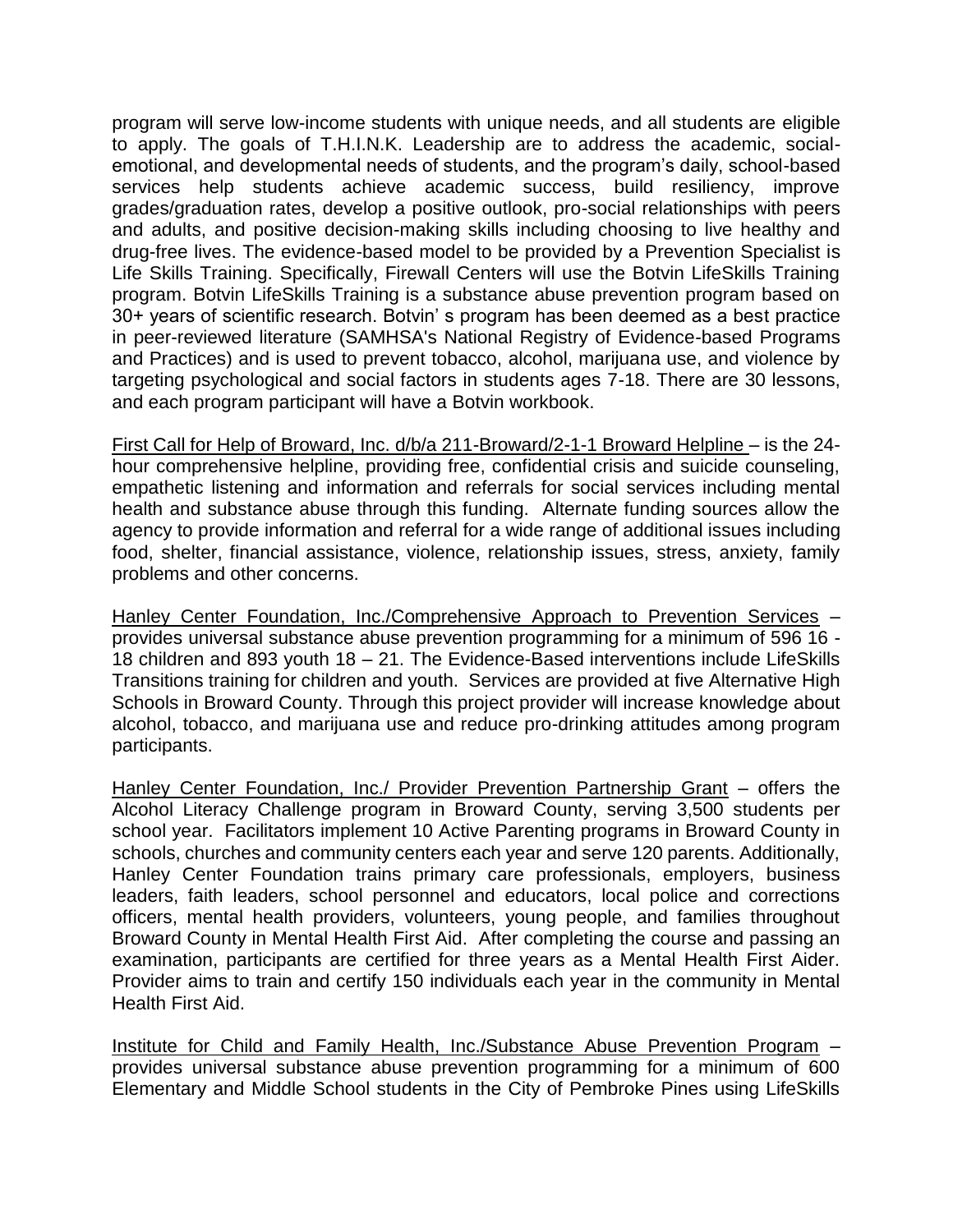program will serve low-income students with unique needs, and all students are eligible to apply. The goals of T.H.I.N.K. Leadership are to address the academic, social-emotional, and developmental needs of students, and the program's daily, school-based services help students achieve academic success, build resiliency, improve grades/graduation rates, develop a positive outlook, pro-social relationships with peers and adults, and positive decision-making skills including choosing to live healthy and drug-free lives. The evidence-based model to be provided by a Prevention Specialist is Life Skills Training. Specifically, Firewall Centers will use the Botvin LifeSkills Training program. Botvin LifeSkills Training is a substance abuse prevention program based on 30+ years of scientific research. Botvin' s program has been deemed as a best practice in peer-reviewed literature (SAMHSA's National Registry of Evidence-based Programs and Practices) and is used to prevent tobacco, alcohol, marijuana use, and violence by targeting psychological and social factors in students ages 7-18. There are 30 lessons, and each program participant will have a Botvin workbook.

<u>First Call for Help of Broward, Inc. d/b/a 211-Broward/2-1-1 Broward Helpline</u> – is the 24-hour comprehensive helpline, providing free, confidential crisis and suicide counseling, empathetic listening and information and referrals for social services including mental health and substance abuse through this funding. Alternate funding sources allow the agency to provide information and referral for a wide range of additional issues including food, shelter, financial assistance, violence, relationship issues, stress, anxiety, family problems and other concerns.

<u>Hanley Center Foundation, Inc./Comprehensive Approach to Prevention Services</u> – provides universal substance abuse prevention programming for a minimum of 596 16 - 18 children and 893 youth 18 – 21. The Evidence-Based interventions include LifeSkills Transitions training for children and youth. Services are provided at five Alternative High Schools in Broward County. Through this project provider will increase knowledge about alcohol, tobacco, and marijuana use and reduce pro-drinking attitudes among program participants.

<u>Hanley Center Foundation, Inc./ Provider Prevention Partnership Grant</u> – offers the Alcohol Literacy Challenge program in Broward County, serving 3,500 students per school year. Facilitators implement 10 Active Parenting programs in Broward County in schools, churches and community centers each year and serve 120 parents. Additionally, Hanley Center Foundation trains primary care professionals, employers, business leaders, faith leaders, school personnel and educators, local police and corrections officers, mental health providers, volunteers, young people, and families throughout Broward County in Mental Health First Aid. After completing the course and passing an examination, participants are certified for three years as a Mental Health First Aider. Provider aims to train and certify 150 individuals each year in the community in Mental Health First Aid.

<u>Institute for Child and Family Health, Inc./Substance Abuse Prevention Program</u> – provides universal substance abuse prevention programming for a minimum of 600 Elementary and Middle School students in the City of Pembroke Pines using LifeSkills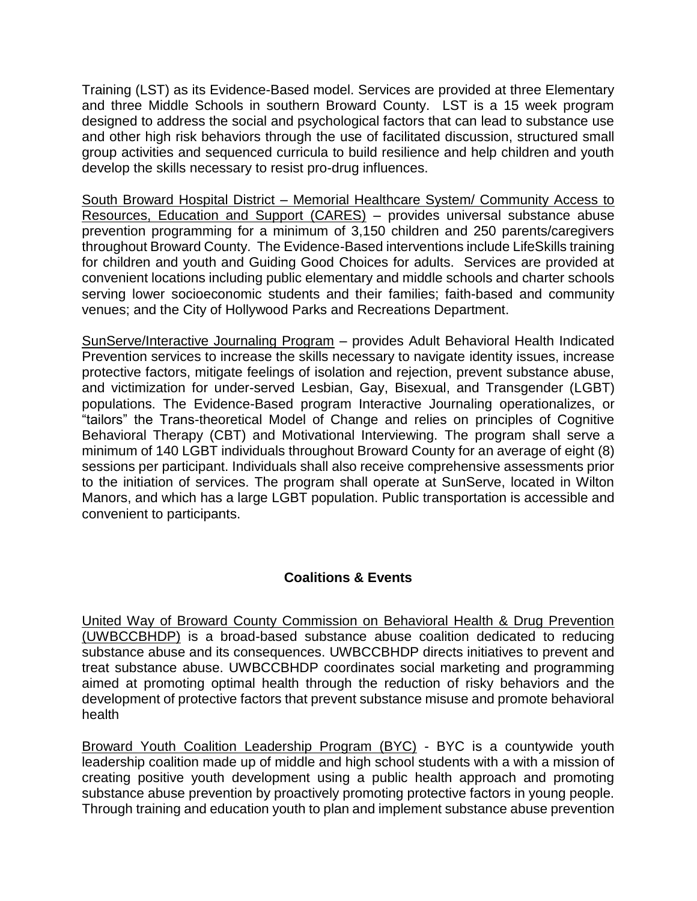Training (LST) as its Evidence-Based model. Services are provided at three Elementary and three Middle Schools in southern Broward County. LST is a 15 week program designed to address the social and psychological factors that can lead to substance use and other high risk behaviors through the use of facilitated discussion, structured small group activities and sequenced curricula to build resilience and help children and youth develop the skills necessary to resist pro-drug influences.

South Broward Hospital District – Memorial Healthcare System/ Community Access to Resources, Education and Support (CARES) – provides universal substance abuse prevention programming for a minimum of 3,150 children and 250 parents/caregivers throughout Broward County. The Evidence-Based interventions include LifeSkills training for children and youth and Guiding Good Choices for adults. Services are provided at convenient locations including public elementary and middle schools and charter schools serving lower socioeconomic students and their families; faith-based and community venues; and the City of Hollywood Parks and Recreations Department.

SunServe/Interactive Journaling Program – provides Adult Behavioral Health Indicated Prevention services to increase the skills necessary to navigate identity issues, increase protective factors, mitigate feelings of isolation and rejection, prevent substance abuse, and victimization for under-served Lesbian, Gay, Bisexual, and Transgender (LGBT) populations. The Evidence-Based program Interactive Journaling operationalizes, or "tailors" the Trans-theoretical Model of Change and relies on principles of Cognitive Behavioral Therapy (CBT) and Motivational Interviewing. The program shall serve a minimum of 140 LGBT individuals throughout Broward County for an average of eight (8) sessions per participant. Individuals shall also receive comprehensive assessments prior to the initiation of services. The program shall operate at SunServe, located in Wilton Manors, and which has a large LGBT population. Public transportation is accessible and convenient to participants.

## Coalitions & Events

United Way of Broward County Commission on Behavioral Health & Drug Prevention (UWBCCBHDP) is a broad-based substance abuse coalition dedicated to reducing substance abuse and its consequences. UWBCCBHDP directs initiatives to prevent and treat substance abuse. UWBCCBHDP coordinates social marketing and programming aimed at promoting optimal health through the reduction of risky behaviors and the development of protective factors that prevent substance misuse and promote behavioral health

Broward Youth Coalition Leadership Program (BYC) - BYC is a countywide youth leadership coalition made up of middle and high school students with a with a mission of creating positive youth development using a public health approach and promoting substance abuse prevention by proactively promoting protective factors in young people. Through training and education youth to plan and implement substance abuse prevention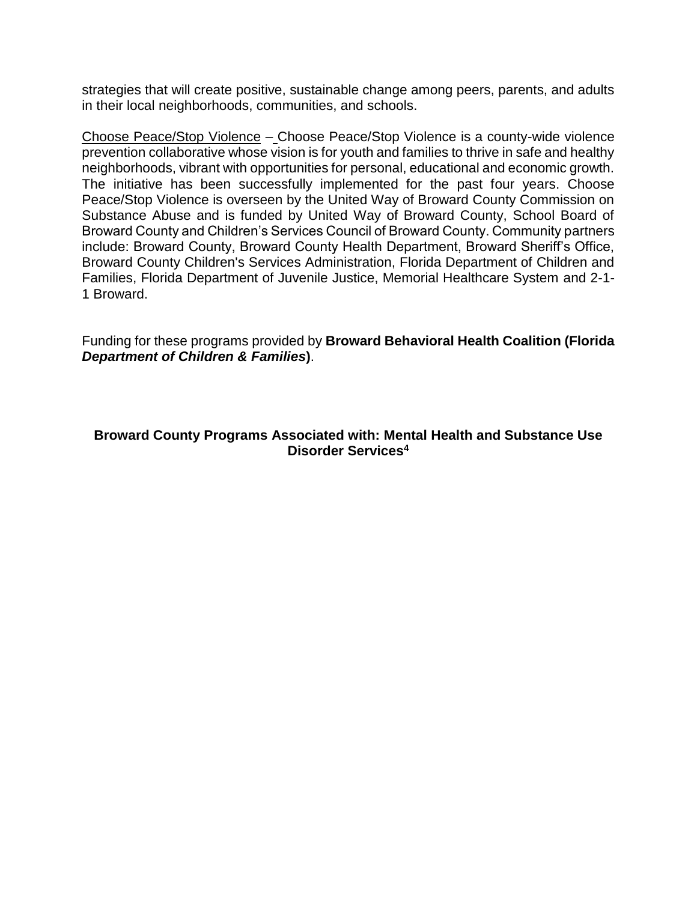strategies that will create positive, sustainable change among peers, parents, and adults in their local neighborhoods, communities, and schools.

<u>Choose Peace/Stop Violence</u> – Choose Peace/Stop Violence is a county-wide violence prevention collaborative whose vision is for youth and families to thrive in safe and healthy neighborhoods, vibrant with opportunities for personal, educational and economic growth. The initiative has been successfully implemented for the past four years. Choose Peace/Stop Violence is overseen by the United Way of Broward County Commission on Substance Abuse and is funded by United Way of Broward County, School Board of Broward County and Children's Services Council of Broward County. Community partners include: Broward County, Broward County Health Department, Broward Sheriff's Office, Broward County Children's Services Administration, Florida Department of Children and Families, Florida Department of Juvenile Justice, Memorial Healthcare System and 2-1-1 Broward.

Funding for these programs provided by **Broward Behavioral Health Coalition (Florida *Department of Children & Families*)**.

**Broward County Programs Associated with: Mental Health and Substance Use Disorder Services[4]**